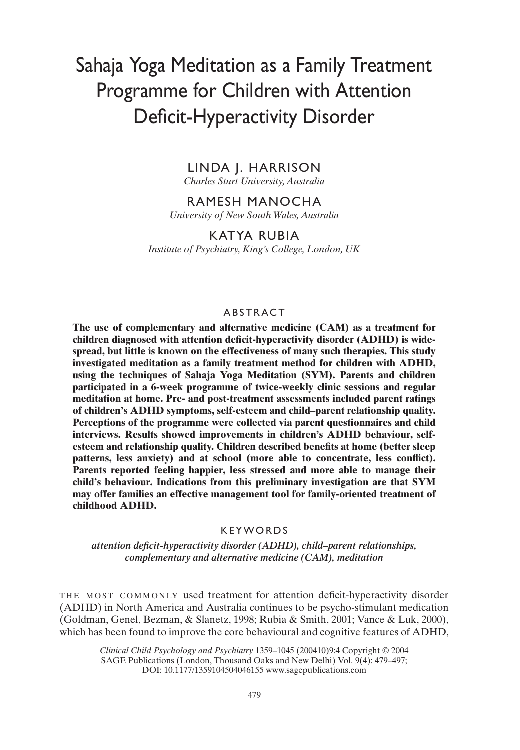# Sahaja Yoga Meditation as a Family Treatment Programme for Children with Attention Deficit-Hyperactivity Disorder

LINDA J. HARRISON
*Charles Sturt University, Australia*

RAMESH MANOCHA
*University of New South Wales, Australia*

KATYA RUBIA
*Institute of Psychiatry, King's College, London, UK*

## ABSTRACT

**The use of complementary and alternative medicine (CAM) as a treatment for children diagnosed with attention deficit-hyperactivity disorder (ADHD) is widespread, but little is known on the effectiveness of many such therapies. This study investigated meditation as a family treatment method for children with ADHD, using the techniques of Sahaja Yoga Meditation (SYM). Parents and children participated in a 6-week programme of twice-weekly clinic sessions and regular meditation at home. Pre- and post-treatment assessments included parent ratings of children's ADHD symptoms, self-esteem and child–parent relationship quality. Perceptions of the programme were collected via parent questionnaires and child interviews. Results showed improvements in children's ADHD behaviour, self-esteem and relationship quality. Children described benefits at home (better sleep patterns, less anxiety) and at school (more able to concentrate, less conflict). Parents reported feeling happier, less stressed and more able to manage their child's behaviour. Indications from this preliminary investigation are that SYM may offer families an effective management tool for family-oriented treatment of childhood ADHD.**

## KEYWORDS

*attention deficit-hyperactivity disorder (ADHD), child–parent relationships, complementary and alternative medicine (CAM), meditation*

THE MOST COMMONLY used treatment for attention deficit-hyperactivity disorder (ADHD) in North America and Australia continues to be psycho-stimulant medication (Goldman, Genel, Bezman, & Slanetz, 1998; Rubia & Smith, 2001; Vance & Luk, 2000), which has been found to improve the core behavioural and cognitive features of ADHD,

*Clinical Child Psychology and Psychiatry* 1359–1045 (200410)9:4 Copyright © 2004 SAGE Publications (London, Thousand Oaks and New Delhi) Vol. 9(4): 479–497; DOI: 10.1177/1359104504046155 www.sagepublications.com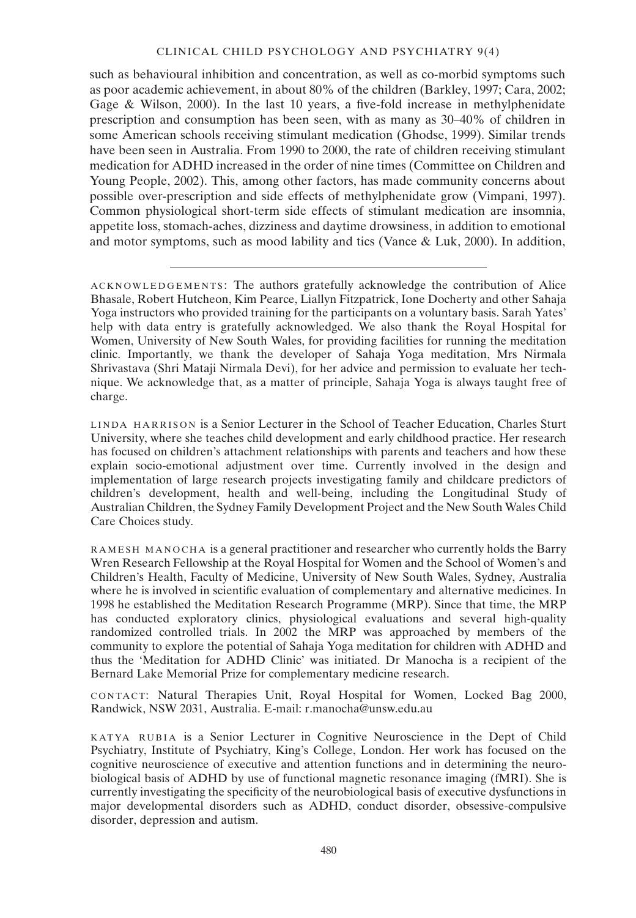such as behavioural inhibition and concentration, as well as co-morbid symptoms such as poor academic achievement, in about 80% of the children (Barkley, 1997; Cara, 2002; Gage & Wilson, 2000). In the last 10 years, a five-fold increase in methylphenidate prescription and consumption has been seen, with as many as 30–40% of children in some American schools receiving stimulant medication (Ghodse, 1999). Similar trends have been seen in Australia. From 1990 to 2000, the rate of children receiving stimulant medication for ADHD increased in the order of nine times (Committee on Children and Young People, 2002). This, among other factors, has made community concerns about possible over-prescription and side effects of methylphenidate grow (Vimpani, 1997). Common physiological short-term side effects of stimulant medication are insomnia, appetite loss, stomach-aches, dizziness and daytime drowsiness, in addition to emotional and motor symptoms, such as mood lability and tics (Vance & Luk, 2000). In addition,

---

ACKNOWLEDGEMENTS: The authors gratefully acknowledge the contribution of Alice Bhasale, Robert Hutcheon, Kim Pearce, Liallyn Fitzpatrick, Ione Docherty and other Sahaja Yoga instructors who provided training for the participants on a voluntary basis. Sarah Yates' help with data entry is gratefully acknowledged. We also thank the Royal Hospital for Women, University of New South Wales, for providing facilities for running the meditation clinic. Importantly, we thank the developer of Sahaja Yoga meditation, Mrs Nirmala Shrivastava (Shri Mataji Nirmala Devi), for her advice and permission to evaluate her technique. We acknowledge that, as a matter of principle, Sahaja Yoga is always taught free of charge.

LINDA HARRISON is a Senior Lecturer in the School of Teacher Education, Charles Sturt University, where she teaches child development and early childhood practice. Her research has focused on children's attachment relationships with parents and teachers and how these explain socio-emotional adjustment over time. Currently involved in the design and implementation of large research projects investigating family and childcare predictors of children's development, health and well-being, including the Longitudinal Study of Australian Children, the Sydney Family Development Project and the New South Wales Child Care Choices study.

RAMESH MANOCHA is a general practitioner and researcher who currently holds the Barry Wren Research Fellowship at the Royal Hospital for Women and the School of Women's and Children's Health, Faculty of Medicine, University of New South Wales, Sydney, Australia where he is involved in scientific evaluation of complementary and alternative medicines. In 1998 he established the Meditation Research Programme (MRP). Since that time, the MRP has conducted exploratory clinics, physiological evaluations and several high-quality randomized controlled trials. In 2002 the MRP was approached by members of the community to explore the potential of Sahaja Yoga meditation for children with ADHD and thus the 'Meditation for ADHD Clinic' was initiated. Dr Manocha is a recipient of the Bernard Lake Memorial Prize for complementary medicine research.

CONTACT: Natural Therapies Unit, Royal Hospital for Women, Locked Bag 2000, Randwick, NSW 2031, Australia. E-mail: r.manocha@unsw.edu.au

KATYA RUBIA is a Senior Lecturer in Cognitive Neuroscience in the Dept of Child Psychiatry, Institute of Psychiatry, King's College, London. Her work has focused on the cognitive neuroscience of executive and attention functions and in determining the neurobiological basis of ADHD by use of functional magnetic resonance imaging (fMRI). She is currently investigating the specificity of the neurobiological basis of executive dysfunctions in major developmental disorders such as ADHD, conduct disorder, obsessive-compulsive disorder, depression and autism.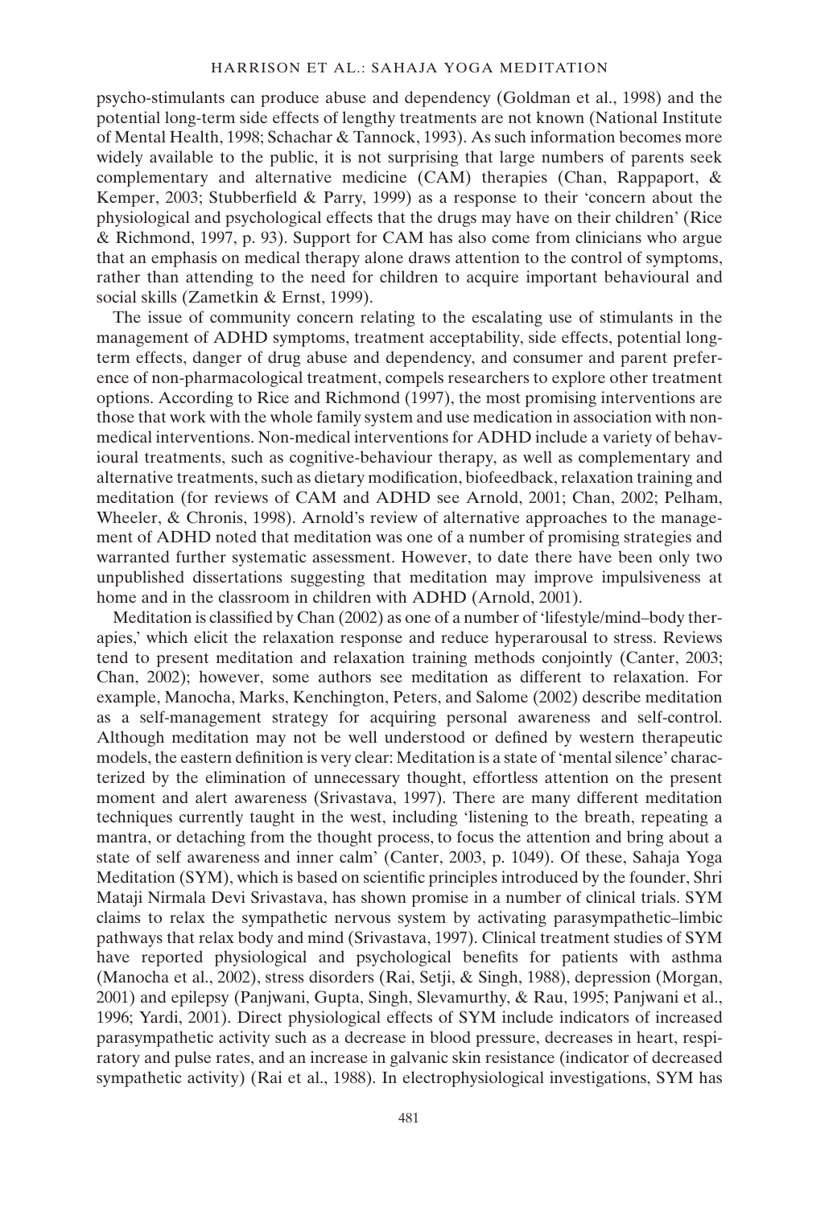psycho-stimulants can produce abuse and dependency (Goldman et al., 1998) and the potential long-term side effects of lengthy treatments are not known (National Institute of Mental Health, 1998; Schachar & Tannock, 1993). As such information becomes more widely available to the public, it is not surprising that large numbers of parents seek complementary and alternative medicine (CAM) therapies (Chan, Rappaport, & Kemper, 2003; Stubberfield & Parry, 1999) as a response to their 'concern about the physiological and psychological effects that the drugs may have on their children' (Rice & Richmond, 1997, p. 93). Support for CAM has also come from clinicians who argue that an emphasis on medical therapy alone draws attention to the control of symptoms, rather than attending to the need for children to acquire important behavioural and social skills (Zametkin & Ernst, 1999).

The issue of community concern relating to the escalating use of stimulants in the management of ADHD symptoms, treatment acceptability, side effects, potential long-term effects, danger of drug abuse and dependency, and consumer and parent preference of non-pharmacological treatment, compels researchers to explore other treatment options. According to Rice and Richmond (1997), the most promising interventions are those that work with the whole family system and use medication in association with non-medical interventions. Non-medical interventions for ADHD include a variety of behavioural treatments, such as cognitive-behaviour therapy, as well as complementary and alternative treatments, such as dietary modification, biofeedback, relaxation training and meditation (for reviews of CAM and ADHD see Arnold, 2001; Chan, 2002; Pelham, Wheeler, & Chronis, 1998). Arnold's review of alternative approaches to the management of ADHD noted that meditation was one of a number of promising strategies and warranted further systematic assessment. However, to date there have been only two unpublished dissertations suggesting that meditation may improve impulsiveness at home and in the classroom in children with ADHD (Arnold, 2001).

Meditation is classified by Chan (2002) as one of a number of 'lifestyle/mind–body therapies,' which elicit the relaxation response and reduce hyperarousal to stress. Reviews tend to present meditation and relaxation training methods conjointly (Canter, 2003; Chan, 2002); however, some authors see meditation as different to relaxation. For example, Manocha, Marks, Kenchington, Peters, and Salome (2002) describe meditation as a self-management strategy for acquiring personal awareness and self-control. Although meditation may not be well understood or defined by western therapeutic models, the eastern definition is very clear: Meditation is a state of 'mental silence' characterized by the elimination of unnecessary thought, effortless attention on the present moment and alert awareness (Srivastava, 1997). There are many different meditation techniques currently taught in the west, including 'listening to the breath, repeating a mantra, or detaching from the thought process, to focus the attention and bring about a state of self awareness and inner calm' (Canter, 2003, p. 1049). Of these, Sahaja Yoga Meditation (SYM), which is based on scientific principles introduced by the founder, Shri Mataji Nirmala Devi Srivastava, has shown promise in a number of clinical trials. SYM claims to relax the sympathetic nervous system by activating parasympathetic–limbic pathways that relax body and mind (Srivastava, 1997). Clinical treatment studies of SYM have reported physiological and psychological benefits for patients with asthma (Manocha et al., 2002), stress disorders (Rai, Setji, & Singh, 1988), depression (Morgan, 2001) and epilepsy (Panjwani, Gupta, Singh, Slevamurthy, & Rau, 1995; Panjwani et al., 1996; Yardi, 2001). Direct physiological effects of SYM include indicators of increased parasympathetic activity such as a decrease in blood pressure, decreases in heart, respiratory and pulse rates, and an increase in galvanic skin resistance (indicator of decreased sympathetic activity) (Rai et al., 1988). In electrophysiological investigations, SYM has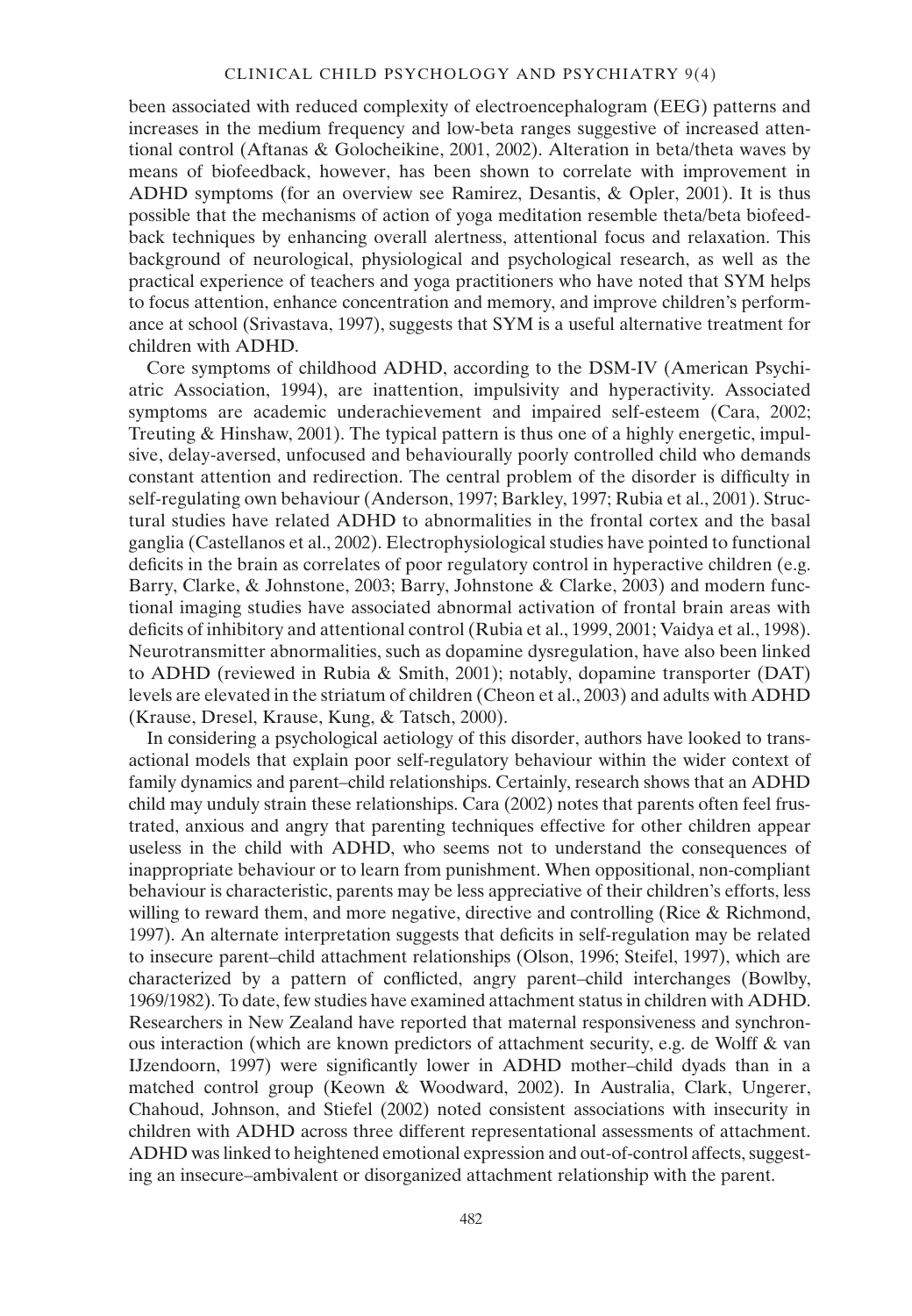been associated with reduced complexity of electroencephalogram (EEG) patterns and increases in the medium frequency and low-beta ranges suggestive of increased attentional control (Aftanas & Golocheikine, 2001, 2002). Alteration in beta/theta waves by means of biofeedback, however, has been shown to correlate with improvement in ADHD symptoms (for an overview see Ramirez, Desantis, & Opler, 2001). It is thus possible that the mechanisms of action of yoga meditation resemble theta/beta biofeedback techniques by enhancing overall alertness, attentional focus and relaxation. This background of neurological, physiological and psychological research, as well as the practical experience of teachers and yoga practitioners who have noted that SYM helps to focus attention, enhance concentration and memory, and improve children's performance at school (Srivastava, 1997), suggests that SYM is a useful alternative treatment for children with ADHD.

Core symptoms of childhood ADHD, according to the DSM-IV (American Psychiatric Association, 1994), are inattention, impulsivity and hyperactivity. Associated symptoms are academic underachievement and impaired self-esteem (Cara, 2002; Treuting & Hinshaw, 2001). The typical pattern is thus one of a highly energetic, impulsive, delay-aversed, unfocused and behaviourally poorly controlled child who demands constant attention and redirection. The central problem of the disorder is difficulty in self-regulating own behaviour (Anderson, 1997; Barkley, 1997; Rubia et al., 2001). Structural studies have related ADHD to abnormalities in the frontal cortex and the basal ganglia (Castellanos et al., 2002). Electrophysiological studies have pointed to functional deficits in the brain as correlates of poor regulatory control in hyperactive children (e.g. Barry, Clarke, & Johnstone, 2003; Barry, Johnstone & Clarke, 2003) and modern functional imaging studies have associated abnormal activation of frontal brain areas with deficits of inhibitory and attentional control (Rubia et al., 1999, 2001; Vaidya et al., 1998). Neurotransmitter abnormalities, such as dopamine dysregulation, have also been linked to ADHD (reviewed in Rubia & Smith, 2001); notably, dopamine transporter (DAT) levels are elevated in the striatum of children (Cheon et al., 2003) and adults with ADHD (Krause, Dresel, Krause, Kung, & Tatsch, 2000).

In considering a psychological aetiology of this disorder, authors have looked to transactional models that explain poor self-regulatory behaviour within the wider context of family dynamics and parent–child relationships. Certainly, research shows that an ADHD child may unduly strain these relationships. Cara (2002) notes that parents often feel frustrated, anxious and angry that parenting techniques effective for other children appear useless in the child with ADHD, who seems not to understand the consequences of inappropriate behaviour or to learn from punishment. When oppositional, non-compliant behaviour is characteristic, parents may be less appreciative of their children's efforts, less willing to reward them, and more negative, directive and controlling (Rice & Richmond, 1997). An alternate interpretation suggests that deficits in self-regulation may be related to insecure parent–child attachment relationships (Olson, 1996; Steifel, 1997), which are characterized by a pattern of conflicted, angry parent–child interchanges (Bowlby, 1969/1982). To date, few studies have examined attachment status in children with ADHD. Researchers in New Zealand have reported that maternal responsiveness and synchronous interaction (which are known predictors of attachment security, e.g. de Wolff & van IJzendoorn, 1997) were significantly lower in ADHD mother–child dyads than in a matched control group (Keown & Woodward, 2002). In Australia, Clark, Ungerer, Chahoud, Johnson, and Stiefel (2002) noted consistent associations with insecurity in children with ADHD across three different representational assessments of attachment. ADHD was linked to heightened emotional expression and out-of-control affects, suggesting an insecure–ambivalent or disorganized attachment relationship with the parent.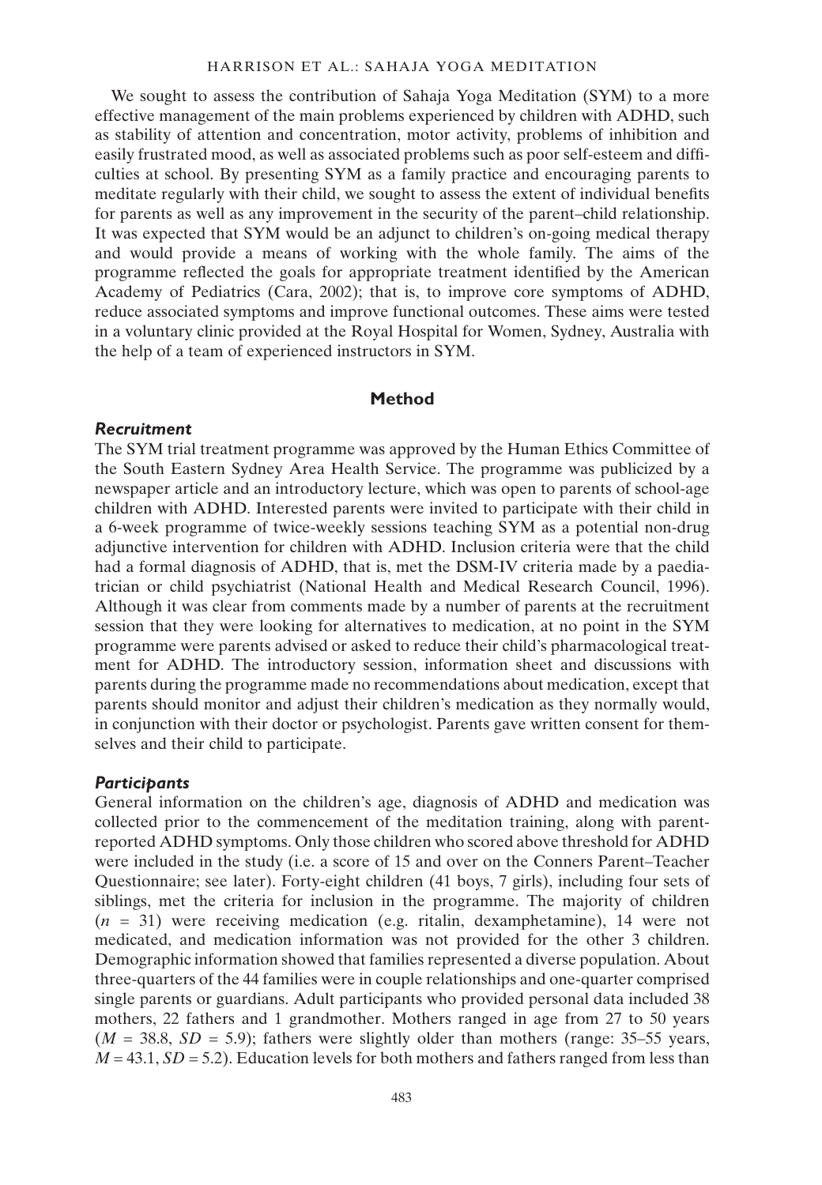We sought to assess the contribution of Sahaja Yoga Meditation (SYM) to a more effective management of the main problems experienced by children with ADHD, such as stability of attention and concentration, motor activity, problems of inhibition and easily frustrated mood, as well as associated problems such as poor self-esteem and difficulties at school. By presenting SYM as a family practice and encouraging parents to meditate regularly with their child, we sought to assess the extent of individual benefits for parents as well as any improvement in the security of the parent–child relationship. It was expected that SYM would be an adjunct to children's on-going medical therapy and would provide a means of working with the whole family. The aims of the programme reflected the goals for appropriate treatment identified by the American Academy of Pediatrics (Cara, 2002); that is, to improve core symptoms of ADHD, reduce associated symptoms and improve functional outcomes. These aims were tested in a voluntary clinic provided at the Royal Hospital for Women, Sydney, Australia with the help of a team of experienced instructors in SYM.

## Method

### *Recruitment*

The SYM trial treatment programme was approved by the Human Ethics Committee of the South Eastern Sydney Area Health Service. The programme was publicized by a newspaper article and an introductory lecture, which was open to parents of school-age children with ADHD. Interested parents were invited to participate with their child in a 6-week programme of twice-weekly sessions teaching SYM as a potential non-drug adjunctive intervention for children with ADHD. Inclusion criteria were that the child had a formal diagnosis of ADHD, that is, met the DSM-IV criteria made by a paediatrician or child psychiatrist (National Health and Medical Research Council, 1996). Although it was clear from comments made by a number of parents at the recruitment session that they were looking for alternatives to medication, at no point in the SYM programme were parents advised or asked to reduce their child's pharmacological treatment for ADHD. The introductory session, information sheet and discussions with parents during the programme made no recommendations about medication, except that parents should monitor and adjust their children's medication as they normally would, in conjunction with their doctor or psychologist. Parents gave written consent for themselves and their child to participate.

### *Participants*

General information on the children's age, diagnosis of ADHD and medication was collected prior to the commencement of the meditation training, along with parent-reported ADHD symptoms. Only those children who scored above threshold for ADHD were included in the study (i.e. a score of 15 and over on the Conners Parent–Teacher Questionnaire; see later). Forty-eight children (41 boys, 7 girls), including four sets of siblings, met the criteria for inclusion in the programme. The majority of children ($n$ = 31) were receiving medication (e.g. ritalin, dexamphetamine), 14 were not medicated, and medication information was not provided for the other 3 children. Demographic information showed that families represented a diverse population. About three-quarters of the 44 families were in couple relationships and one-quarter comprised single parents or guardians. Adult participants who provided personal data included 38 mothers, 22 fathers and 1 grandmother. Mothers ranged in age from 27 to 50 years ($M$ = 38.8, $SD$ = 5.9); fathers were slightly older than mothers (range: 35–55 years, $M$ = 43.1, $SD$ = 5.2). Education levels for both mothers and fathers ranged from less than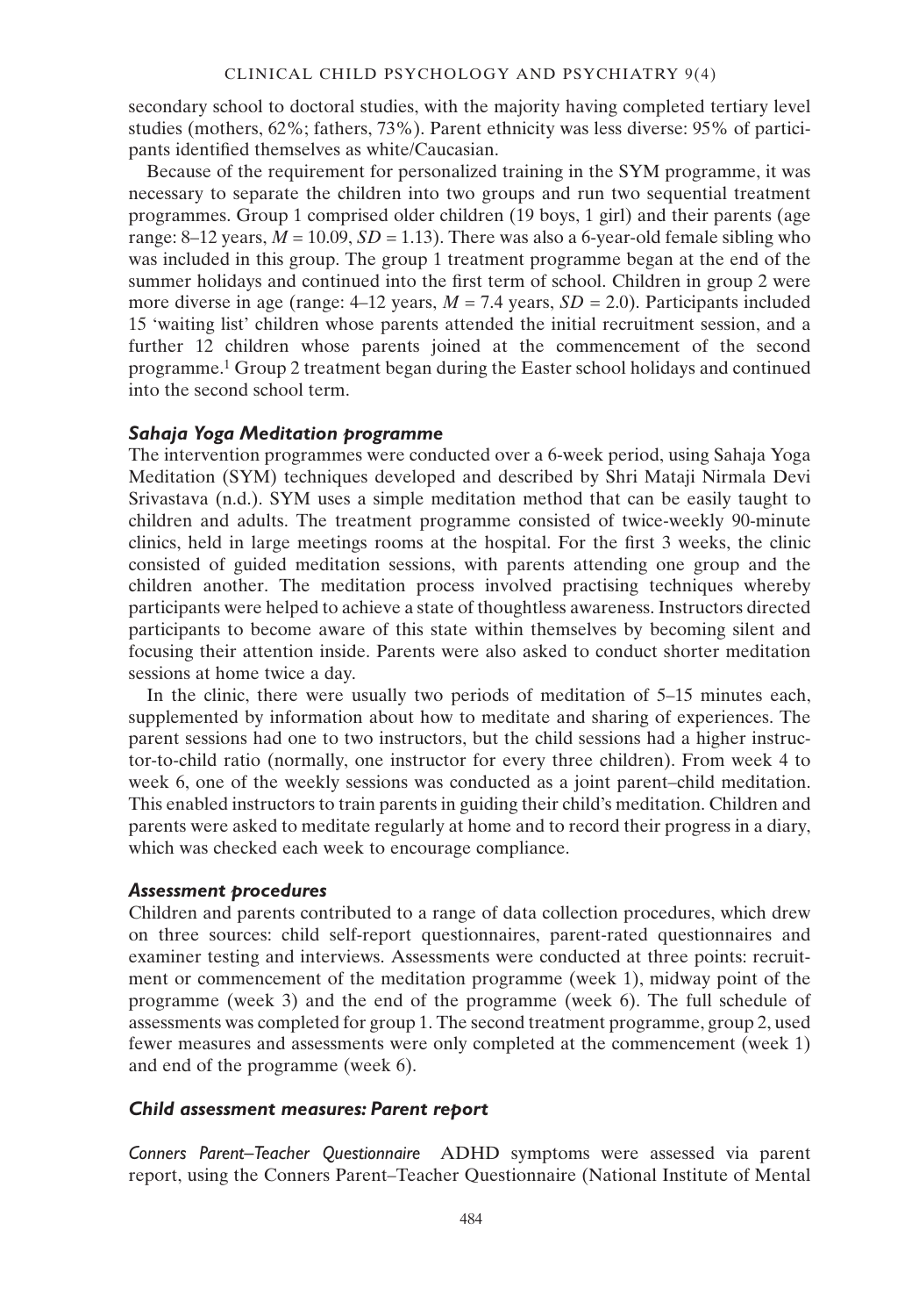secondary school to doctoral studies, with the majority having completed tertiary level studies (mothers, 62%; fathers, 73%). Parent ethnicity was less diverse: 95% of participants identified themselves as white/Caucasian.

Because of the requirement for personalized training in the SYM programme, it was necessary to separate the children into two groups and run two sequential treatment programmes. Group 1 comprised older children (19 boys, 1 girl) and their parents (age range: 8–12 years, $M = 10.09$, $SD = 1.13$). There was also a 6-year-old female sibling who was included in this group. The group 1 treatment programme began at the end of the summer holidays and continued into the first term of school. Children in group 2 were more diverse in age (range: 4–12 years, $M = 7.4$ years, $SD = 2.0$). Participants included 15 'waiting list' children whose parents attended the initial recruitment session, and a further 12 children whose parents joined at the commencement of the second programme.[1] Group 2 treatment began during the Easter school holidays and continued into the second school term.

### *Sahaja Yoga Meditation programme*

The intervention programmes were conducted over a 6-week period, using Sahaja Yoga Meditation (SYM) techniques developed and described by Shri Mataji Nirmala Devi Srivastava (n.d.). SYM uses a simple meditation method that can be easily taught to children and adults. The treatment programme consisted of twice-weekly 90-minute clinics, held in large meetings rooms at the hospital. For the first 3 weeks, the clinic consisted of guided meditation sessions, with parents attending one group and the children another. The meditation process involved practising techniques whereby participants were helped to achieve a state of thoughtless awareness. Instructors directed participants to become aware of this state within themselves by becoming silent and focusing their attention inside. Parents were also asked to conduct shorter meditation sessions at home twice a day.

In the clinic, there were usually two periods of meditation of 5–15 minutes each, supplemented by information about how to meditate and sharing of experiences. The parent sessions had one to two instructors, but the child sessions had a higher instructor-to-child ratio (normally, one instructor for every three children). From week 4 to week 6, one of the weekly sessions was conducted as a joint parent–child meditation. This enabled instructors to train parents in guiding their child's meditation. Children and parents were asked to meditate regularly at home and to record their progress in a diary, which was checked each week to encourage compliance.

### *Assessment procedures*

Children and parents contributed to a range of data collection procedures, which drew on three sources: child self-report questionnaires, parent-rated questionnaires and examiner testing and interviews. Assessments were conducted at three points: recruitment or commencement of the meditation programme (week 1), midway point of the programme (week 3) and the end of the programme (week 6). The full schedule of assessments was completed for group 1. The second treatment programme, group 2, used fewer measures and assessments were only completed at the commencement (week 1) and end of the programme (week 6).

### *Child assessment measures: Parent report*

*Conners Parent–Teacher Questionnaire* ADHD symptoms were assessed via parent report, using the Conners Parent–Teacher Questionnaire (National Institute of Mental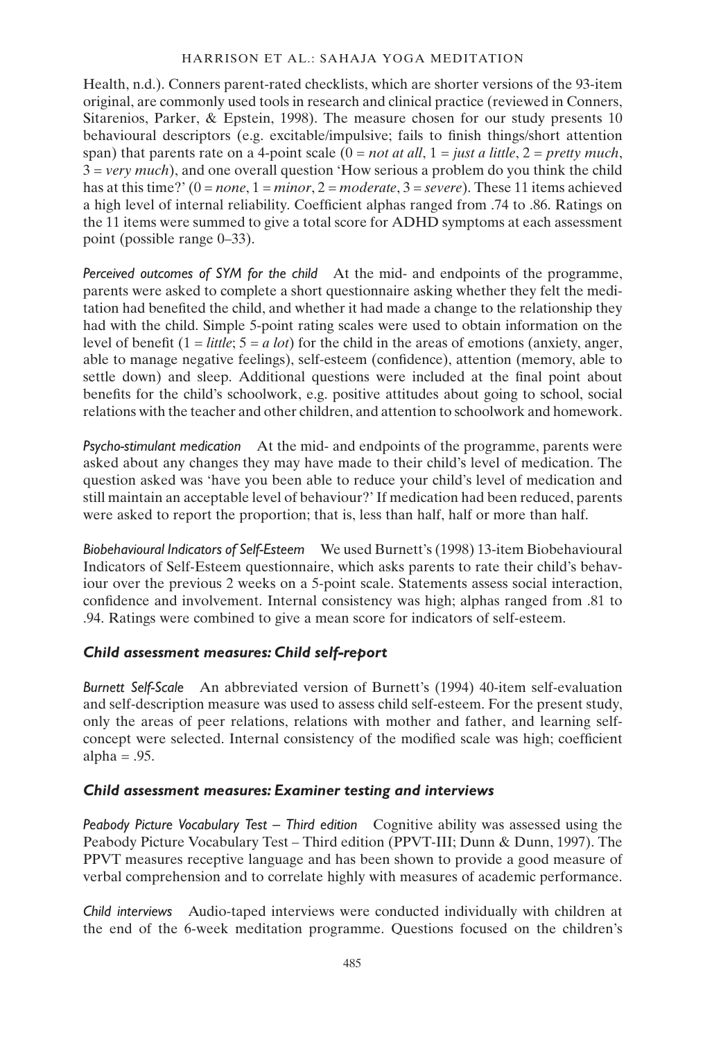Health, n.d.). Conners parent-rated checklists, which are shorter versions of the 93-item original, are commonly used tools in research and clinical practice (reviewed in Conners, Sitarenios, Parker, & Epstein, 1998). The measure chosen for our study presents 10 behavioural descriptors (e.g. excitable/impulsive; fails to finish things/short attention span) that parents rate on a 4-point scale (0 = *not at all*, 1 = *just a little*, 2 = *pretty much*, 3 = *very much*), and one overall question 'How serious a problem do you think the child has at this time?' (0 = *none*, 1 = *minor*, 2 = *moderate*, 3 = *severe*). These 11 items achieved a high level of internal reliability. Coefficient alphas ranged from .74 to .86. Ratings on the 11 items were summed to give a total score for ADHD symptoms at each assessment point (possible range 0–33).

*Perceived outcomes of SYM for the child* At the mid- and endpoints of the programme, parents were asked to complete a short questionnaire asking whether they felt the meditation had benefited the child, and whether it had made a change to the relationship they had with the child. Simple 5-point rating scales were used to obtain information on the level of benefit (1 = *little*; 5 = *a lot*) for the child in the areas of emotions (anxiety, anger, able to manage negative feelings), self-esteem (confidence), attention (memory, able to settle down) and sleep. Additional questions were included at the final point about benefits for the child's schoolwork, e.g. positive attitudes about going to school, social relations with the teacher and other children, and attention to schoolwork and homework.

*Psycho-stimulant medication* At the mid- and endpoints of the programme, parents were asked about any changes they may have made to their child's level of medication. The question asked was 'have you been able to reduce your child's level of medication and still maintain an acceptable level of behaviour?' If medication had been reduced, parents were asked to report the proportion; that is, less than half, half or more than half.

*Biobehavioural Indicators of Self-Esteem* We used Burnett's (1998) 13-item Biobehavioural Indicators of Self-Esteem questionnaire, which asks parents to rate their child's behaviour over the previous 2 weeks on a 5-point scale. Statements assess social interaction, confidence and involvement. Internal consistency was high; alphas ranged from .81 to .94. Ratings were combined to give a mean score for indicators of self-esteem.

### *Child assessment measures: Child self-report*

*Burnett Self-Scale* An abbreviated version of Burnett's (1994) 40-item self-evaluation and self-description measure was used to assess child self-esteem. For the present study, only the areas of peer relations, relations with mother and father, and learning self-concept were selected. Internal consistency of the modified scale was high; coefficient alpha = .95.

### *Child assessment measures: Examiner testing and interviews*

*Peabody Picture Vocabulary Test – Third edition* Cognitive ability was assessed using the Peabody Picture Vocabulary Test – Third edition (PPVT-III; Dunn & Dunn, 1997). The PPVT measures receptive language and has been shown to provide a good measure of verbal comprehension and to correlate highly with measures of academic performance.

*Child interviews* Audio-taped interviews were conducted individually with children at the end of the 6-week meditation programme. Questions focused on the children's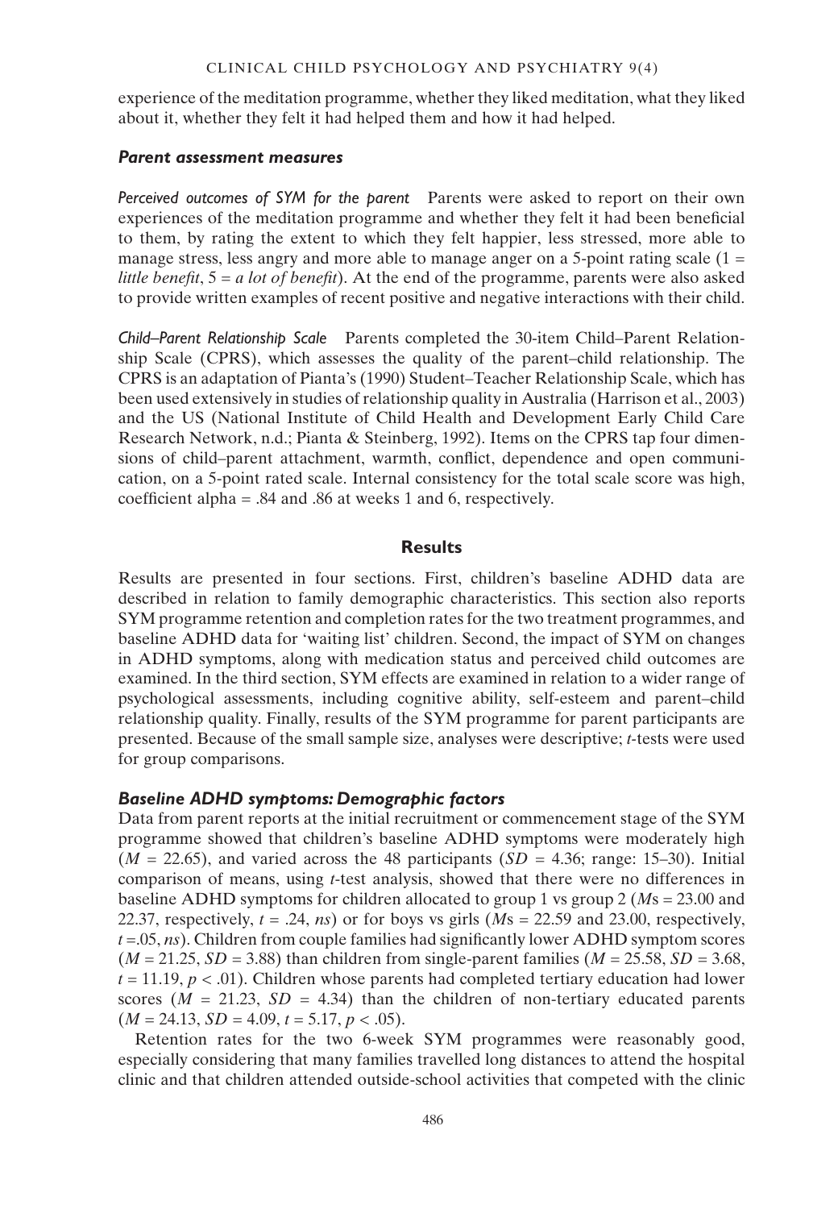experience of the meditation programme, whether they liked meditation, what they liked about it, whether they felt it had helped them and how it had helped.

### *Parent assessment measures*

*Perceived outcomes of SYM for the parent* Parents were asked to report on their own experiences of the meditation programme and whether they felt it had been beneficial to them, by rating the extent to which they felt happier, less stressed, more able to manage stress, less angry and more able to manage anger on a 5-point rating scale (1 = *little benefit*, 5 = *a lot of benefit*). At the end of the programme, parents were also asked to provide written examples of recent positive and negative interactions with their child.

*Child–Parent Relationship Scale* Parents completed the 30-item Child–Parent Relationship Scale (CPRS), which assesses the quality of the parent–child relationship. The CPRS is an adaptation of Pianta's (1990) Student–Teacher Relationship Scale, which has been used extensively in studies of relationship quality in Australia (Harrison et al., 2003) and the US (National Institute of Child Health and Development Early Child Care Research Network, n.d.; Pianta & Steinberg, 1992). Items on the CPRS tap four dimensions of child–parent attachment, warmth, conflict, dependence and open communication, on a 5-point rated scale. Internal consistency for the total scale score was high, coefficient alpha = .84 and .86 at weeks 1 and 6, respectively.

## Results

Results are presented in four sections. First, children's baseline ADHD data are described in relation to family demographic characteristics. This section also reports SYM programme retention and completion rates for the two treatment programmes, and baseline ADHD data for 'waiting list' children. Second, the impact of SYM on changes in ADHD symptoms, along with medication status and perceived child outcomes are examined. In the third section, SYM effects are examined in relation to a wider range of psychological assessments, including cognitive ability, self-esteem and parent–child relationship quality. Finally, results of the SYM programme for parent participants are presented. Because of the small sample size, analyses were descriptive; *t*-tests were used for group comparisons.

### *Baseline ADHD symptoms: Demographic factors*

Data from parent reports at the initial recruitment or commencement stage of the SYM programme showed that children's baseline ADHD symptoms were moderately high ($M$ = 22.65), and varied across the 48 participants ($SD$ = 4.36; range: 15–30). Initial comparison of means, using *t*-test analysis, showed that there were no differences in baseline ADHD symptoms for children allocated to group 1 vs group 2 ($M$s = 23.00 and 22.37, respectively, $t$ = .24, *ns*) or for boys vs girls ($M$s = 22.59 and 23.00, respectively, $t$ =.05, *ns*). Children from couple families had significantly lower ADHD symptom scores ($M$ = 21.25, $SD$ = 3.88) than children from single-parent families ($M$ = 25.58, $SD$ = 3.68, $t$ = 11.19, $p < .01$). Children whose parents had completed tertiary education had lower scores ($M$ = 21.23, $SD$ = 4.34) than the children of non-tertiary educated parents ($M$ = 24.13, $SD$ = 4.09, $t$ = 5.17, $p < .05$).

Retention rates for the two 6-week SYM programmes were reasonably good, especially considering that many families travelled long distances to attend the hospital clinic and that children attended outside-school activities that competed with the clinic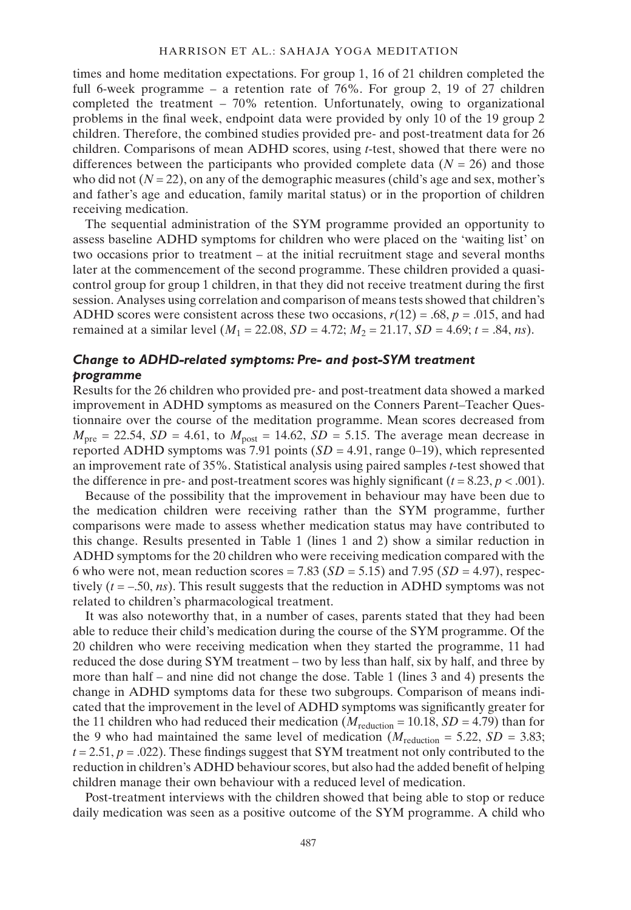times and home meditation expectations. For group 1, 16 of 21 children completed the full 6-week programme – a retention rate of 76%. For group 2, 19 of 27 children completed the treatment – 70% retention. Unfortunately, owing to organizational problems in the final week, endpoint data were provided by only 10 of the 19 group 2 children. Therefore, the combined studies provided pre- and post-treatment data for 26 children. Comparisons of mean ADHD scores, using *t*-test, showed that there were no differences between the participants who provided complete data ($N = 26$) and those who did not ($N = 22$), on any of the demographic measures (child's age and sex, mother's and father's age and education, family marital status) or in the proportion of children receiving medication.

The sequential administration of the SYM programme provided an opportunity to assess baseline ADHD symptoms for children who were placed on the 'waiting list' on two occasions prior to treatment – at the initial recruitment stage and several months later at the commencement of the second programme. These children provided a quasi-control group for group 1 children, in that they did not receive treatment during the first session. Analyses using correlation and comparison of means tests showed that children's ADHD scores were consistent across these two occasions, $r(12) = .68$, $p = .015$, and had remained at a similar level ($M_1 = 22.08$, $SD = 4.72$; $M_2 = 21.17$, $SD = 4.69$; $t = .84$, *ns*).

### *Change to ADHD-related symptoms: Pre- and post-SYM treatment programme*

Results for the 26 children who provided pre- and post-treatment data showed a marked improvement in ADHD symptoms as measured on the Conners Parent–Teacher Questionnaire over the course of the meditation programme. Mean scores decreased from $M_{pre} = 22.54$, $SD = 4.61$, to $M_{post} = 14.62$, $SD = 5.15$. The average mean decrease in reported ADHD symptoms was 7.91 points ($SD = 4.91$, range 0–19), which represented an improvement rate of 35%. Statistical analysis using paired samples *t*-test showed that the difference in pre- and post-treatment scores was highly significant ($t = 8.23$, $p < .001$).

Because of the possibility that the improvement in behaviour may have been due to the medication children were receiving rather than the SYM programme, further comparisons were made to assess whether medication status may have contributed to this change. Results presented in Table 1 (lines 1 and 2) show a similar reduction in ADHD symptoms for the 20 children who were receiving medication compared with the 6 who were not, mean reduction scores = 7.83 ($SD = 5.15$) and 7.95 ($SD = 4.97$), respectively ($t = –.50$, *ns*). This result suggests that the reduction in ADHD symptoms was not related to children's pharmacological treatment.

It was also noteworthy that, in a number of cases, parents stated that they had been able to reduce their child's medication during the course of the SYM programme. Of the 20 children who were receiving medication when they started the programme, 11 had reduced the dose during SYM treatment – two by less than half, six by half, and three by more than half – and nine did not change the dose. Table 1 (lines 3 and 4) presents the change in ADHD symptoms data for these two subgroups. Comparison of means indicated that the improvement in the level of ADHD symptoms was significantly greater for the 11 children who had reduced their medication ($M_{reduction} = 10.18$, $SD = 4.79$) than for the 9 who had maintained the same level of medication ($M_{reduction} = 5.22$, $SD = 3.83$; $t = 2.51$, $p = .022$). These findings suggest that SYM treatment not only contributed to the reduction in children's ADHD behaviour scores, but also had the added benefit of helping children manage their own behaviour with a reduced level of medication.

Post-treatment interviews with the children showed that being able to stop or reduce daily medication was seen as a positive outcome of the SYM programme. A child who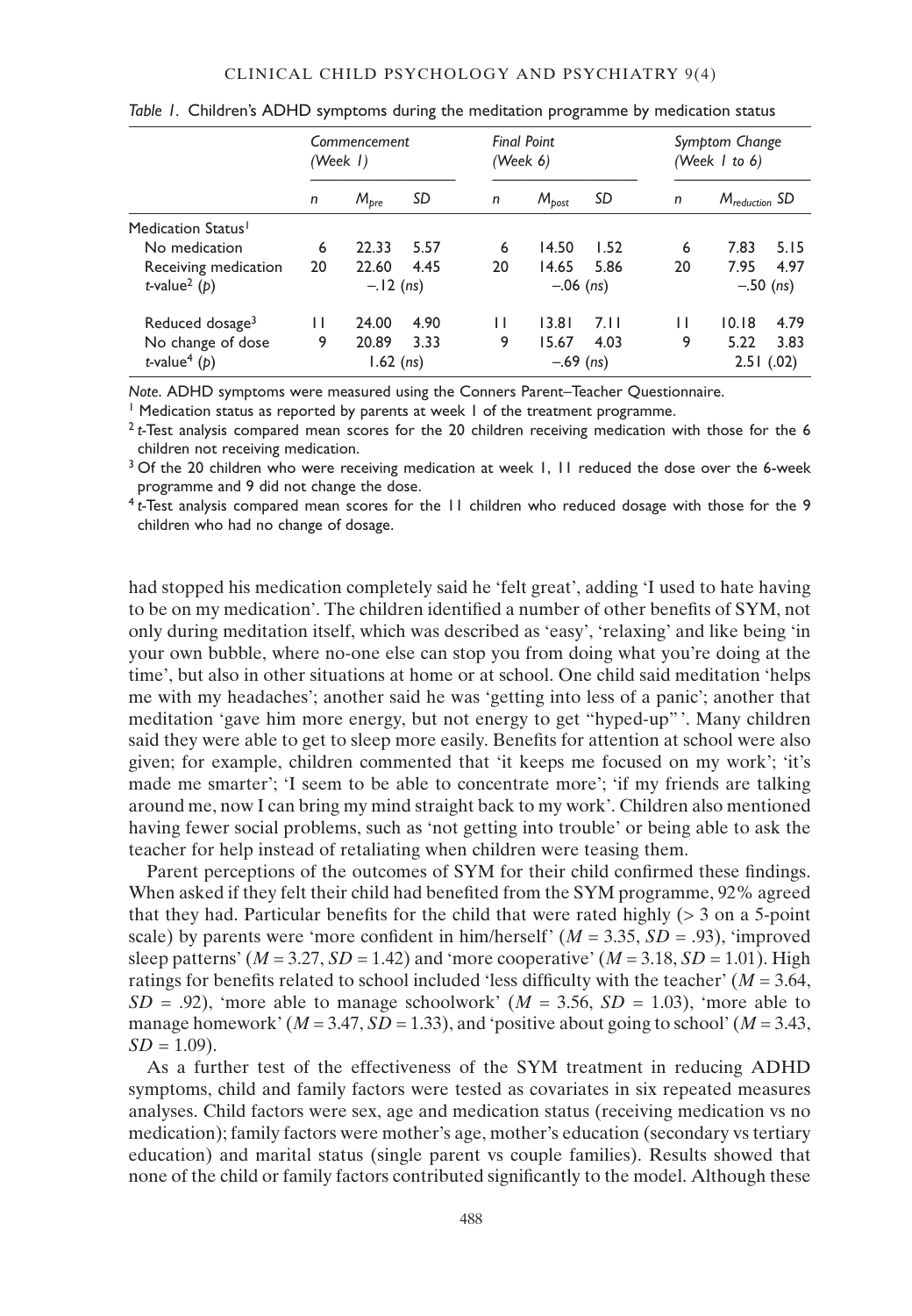*Table 1.* Children's ADHD symptoms during the meditation programme by medication status

| | Commencement (Week 1) | | | Final Point (Week 6) | | | Symptom Change (Week 1 to 6) | | |
|---|---|---|---|---|---|---|---|---|---|
| | $n$ | $M_{pre}$ | $SD$ | $n$ | $M_{post}$ | $SD$ | $n$ | $M_{reduction}$ | $SD$ |
| Medication Status[1] | | | | | | | | | |
| No medication | 6 | 22.33 | 5.57 | 6 | 14.50 | 1.52 | 6 | 7.83 | 5.15 |
| Receiving medication | 20 | 22.60 | 4.45 | 20 | 14.65 | 5.86 | 20 | 7.95 | 4.97 |
| $t$-value[2] ($p$) | | −.12 (*ns*) | | | −.06 (*ns*) | | | −.50 (*ns*) | |
| Reduced dosage[3] | 11 | 24.00 | 4.90 | 11 | 13.81 | 7.11 | 11 | 10.18 | 4.79 |
| No change of dose | 9 | 20.89 | 3.33 | 9 | 15.67 | 4.03 | 9 | 5.22 | 3.83 |
| $t$-value[4] ($p$) | | 1.62 (*ns*) | | | −.69 (*ns*) | | | 2.51 (.02) | |

*Note.* ADHD symptoms were measured using the Conners Parent–Teacher Questionnaire.

[1] Medication status as reported by parents at week 1 of the treatment programme.

[2] $t$-Test analysis compared mean scores for the 20 children receiving medication with those for the 6 children not receiving medication.

[3] Of the 20 children who were receiving medication at week 1, 11 reduced the dose over the 6-week programme and 9 did not change the dose.

[4] $t$-Test analysis compared mean scores for the 11 children who reduced dosage with those for the 9 children who had no change of dosage.

had stopped his medication completely said he 'felt great', adding 'I used to hate having to be on my medication'. The children identified a number of other benefits of SYM, not only during meditation itself, which was described as 'easy', 'relaxing' and like being 'in your own bubble, where no-one else can stop you from doing what you're doing at the time', but also in other situations at home or at school. One child said meditation 'helps me with my headaches'; another said he was 'getting into less of a panic'; another that meditation 'gave him more energy, but not energy to get "hyped-up"'. Many children said they were able to get to sleep more easily. Benefits for attention at school were also given; for example, children commented that 'it keeps me focused on my work'; 'it's made me smarter'; 'I seem to be able to concentrate more'; 'if my friends are talking around me, now I can bring my mind straight back to my work'. Children also mentioned having fewer social problems, such as 'not getting into trouble' or being able to ask the teacher for help instead of retaliating when children were teasing them.

Parent perceptions of the outcomes of SYM for their child confirmed these findings. When asked if they felt their child had benefited from the SYM programme, 92% agreed that they had. Particular benefits for the child that were rated highly (> 3 on a 5-point scale) by parents were 'more confident in him/herself' ($M$ = 3.35, $SD$ = .93), 'improved sleep patterns' ($M$ = 3.27, $SD$ = 1.42) and 'more cooperative' ($M$ = 3.18, $SD$ = 1.01). High ratings for benefits related to school included 'less difficulty with the teacher' ($M$ = 3.64, $SD$ = .92), 'more able to manage schoolwork' ($M$ = 3.56, $SD$ = 1.03), 'more able to manage homework' ($M$ = 3.47, $SD$ = 1.33), and 'positive about going to school' ($M$ = 3.43, $SD$ = 1.09).

As a further test of the effectiveness of the SYM treatment in reducing ADHD symptoms, child and family factors were tested as covariates in six repeated measures analyses. Child factors were sex, age and medication status (receiving medication vs no medication); family factors were mother's age, mother's education (secondary vs tertiary education) and marital status (single parent vs couple families). Results showed that none of the child or family factors contributed significantly to the model. Although these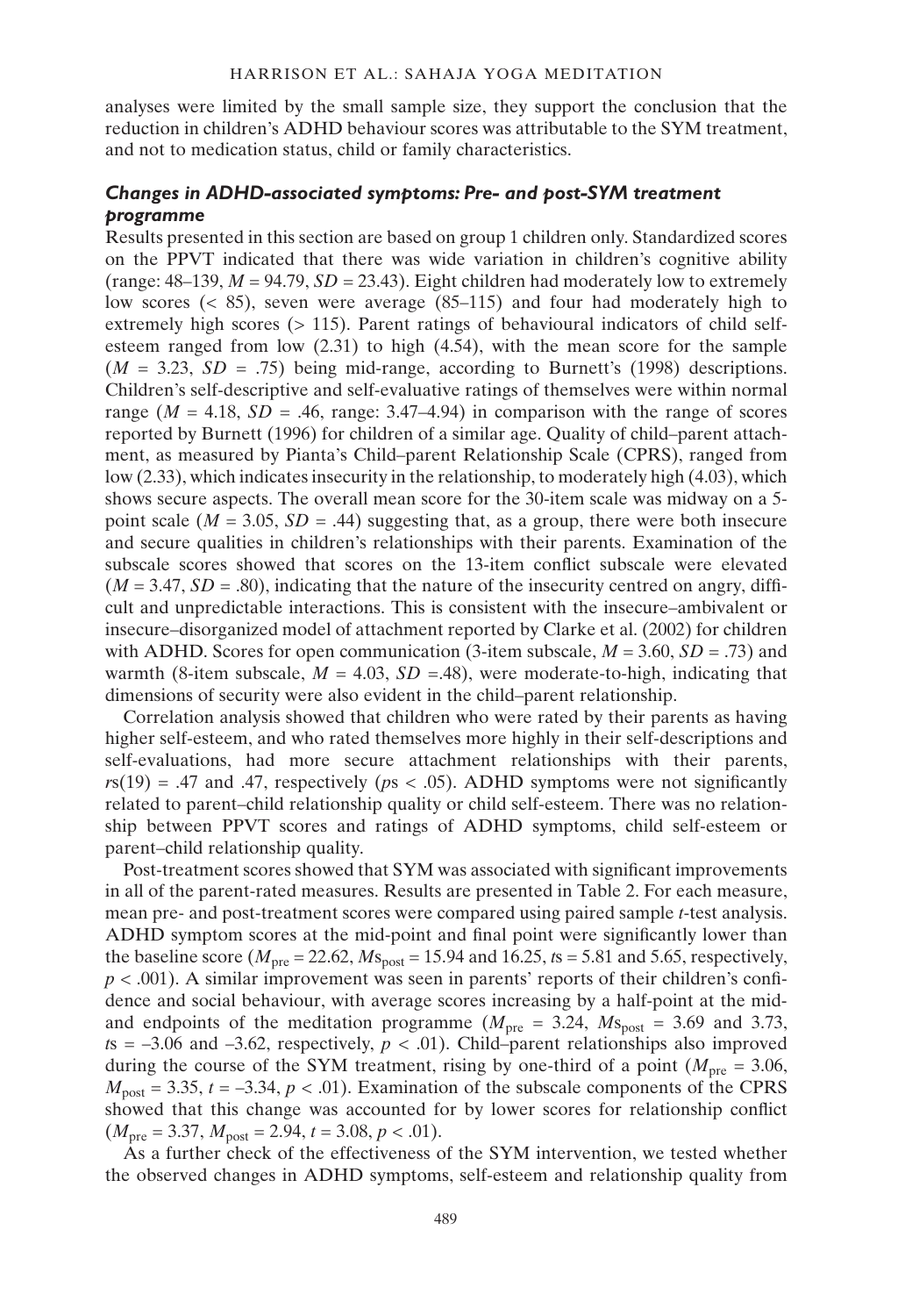analyses were limited by the small sample size, they support the conclusion that the reduction in children's ADHD behaviour scores was attributable to the SYM treatment, and not to medication status, child or family characteristics.

### *Changes in ADHD-associated symptoms: Pre- and post-SYM treatment programme*

Results presented in this section are based on group 1 children only. Standardized scores on the PPVT indicated that there was wide variation in children's cognitive ability (range: 48–139, $M = 94.79$, $SD = 23.43$). Eight children had moderately low to extremely low scores (< 85), seven were average (85–115) and four had moderately high to extremely high scores (> 115). Parent ratings of behavioural indicators of child self-esteem ranged from low (2.31) to high (4.54), with the mean score for the sample ($M = 3.23$, $SD = .75$) being mid-range, according to Burnett's (1998) descriptions. Children's self-descriptive and self-evaluative ratings of themselves were within normal range ($M = 4.18$, $SD = .46$, range: 3.47–4.94) in comparison with the range of scores reported by Burnett (1996) for children of a similar age. Quality of child–parent attachment, as measured by Pianta's Child–parent Relationship Scale (CPRS), ranged from low (2.33), which indicates insecurity in the relationship, to moderately high (4.03), which shows secure aspects. The overall mean score for the 30-item scale was midway on a 5-point scale ($M = 3.05$, $SD = .44$) suggesting that, as a group, there were both insecure and secure qualities in children's relationships with their parents. Examination of the subscale scores showed that scores on the 13-item conflict subscale were elevated ($M = 3.47$, $SD = .80$), indicating that the nature of the insecurity centred on angry, difficult and unpredictable interactions. This is consistent with the insecure–ambivalent or insecure–disorganized model of attachment reported by Clarke et al. (2002) for children with ADHD. Scores for open communication (3-item subscale, $M = 3.60$, $SD = .73$) and warmth (8-item subscale, $M = 4.03$, $SD = .48$), were moderate-to-high, indicating that dimensions of security were also evident in the child–parent relationship.

Correlation analysis showed that children who were rated by their parents as having higher self-esteem, and who rated themselves more highly in their self-descriptions and self-evaluations, had more secure attachment relationships with their parents, $rs(19) = .47$ and $.47$, respectively ($ps < .05$). ADHD symptoms were not significantly related to parent–child relationship quality or child self-esteem. There was no relationship between PPVT scores and ratings of ADHD symptoms, child self-esteem or parent–child relationship quality.

Post-treatment scores showed that SYM was associated with significant improvements in all of the parent-rated measures. Results are presented in Table 2. For each measure, mean pre- and post-treatment scores were compared using paired sample *t*-test analysis. ADHD symptom scores at the mid-point and final point were significantly lower than the baseline score ($M_{pre} = 22.62$, $Ms_{post} = 15.94$ and $16.25$, $ts = 5.81$ and $5.65$, respectively, $p < .001$). A similar improvement was seen in parents' reports of their children's confidence and social behaviour, with average scores increasing by a half-point at the mid- and endpoints of the meditation programme ($M_{pre} = 3.24$, $Ms_{post} = 3.69$ and $3.73$, $ts = -3.06$ and $-3.62$, respectively, $p < .01$). Child–parent relationships also improved during the course of the SYM treatment, rising by one-third of a point ($M_{pre} = 3.06$, $M_{post} = 3.35$, $t = -3.34$, $p < .01$). Examination of the subscale components of the CPRS showed that this change was accounted for by lower scores for relationship conflict ($M_{pre} = 3.37$, $M_{post} = 2.94$, $t = 3.08$, $p < .01$).

As a further check of the effectiveness of the SYM intervention, we tested whether the observed changes in ADHD symptoms, self-esteem and relationship quality from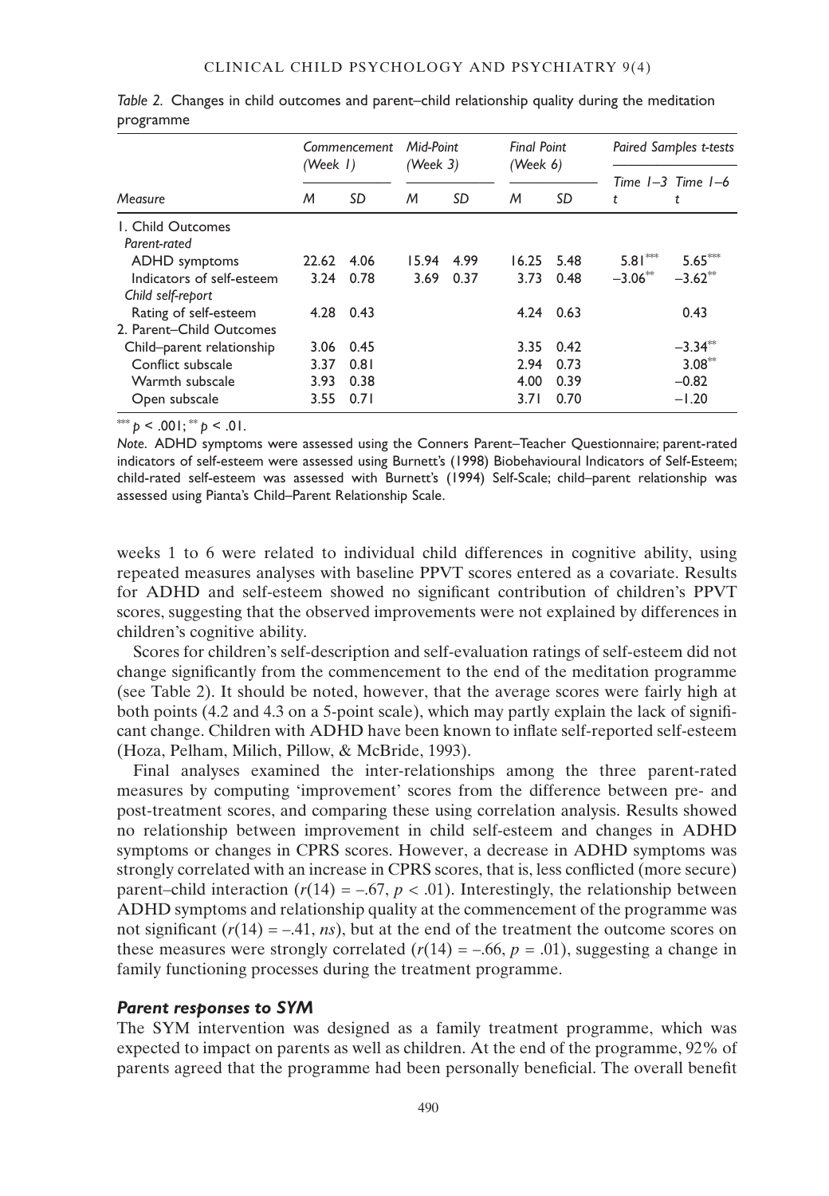*Table 2.* Changes in child outcomes and parent–child relationship quality during the meditation programme

| Measure | Commencement (Week 1) | | Mid-Point (Week 3) | | Final Point (Week 6) | | Paired Samples t-tests | |
|---|---|---|---|---|---|---|---|---|
| | *M* | *SD* | *M* | *SD* | *M* | *SD* | Time 1–3 *t* | Time 1–6 *t* |
| 1. Child Outcomes | | | | | | | | |
| *Parent-rated* | | | | | | | | |
| ADHD symptoms | 22.62 | 4.06 | 15.94 | 4.99 | 16.25 | 5.48 | 5.81*** | 5.65*** |
| Indicators of self-esteem | 3.24 | 0.78 | 3.69 | 0.37 | 3.73 | 0.48 | −3.06** | −3.62** |
| *Child self-report* | | | | | | | | |
| Rating of self-esteem | 4.28 | 0.43 | | | 4.24 | 0.63 | | 0.43 |
| 2. Parent–Child Outcomes | | | | | | | | |
| Child–parent relationship | 3.06 | 0.45 | | | 3.35 | 0.42 | | −3.34** |
| Conflict subscale | 3.37 | 0.81 | | | 2.94 | 0.73 | | 3.08** |
| Warmth subscale | 3.93 | 0.38 | | | 4.00 | 0.39 | | −0.82 |
| Open subscale | 3.55 | 0.71 | | | 3.71 | 0.70 | | −1.20 |

*** $p < .001$; ** $p < .01$.

*Note.* ADHD symptoms were assessed using the Conners Parent–Teacher Questionnaire; parent-rated indicators of self-esteem were assessed using Burnett's (1998) Biobehavioural Indicators of Self-Esteem; child-rated self-esteem was assessed with Burnett's (1994) Self-Scale; child–parent relationship was assessed using Pianta's Child–Parent Relationship Scale.

weeks 1 to 6 were related to individual child differences in cognitive ability, using repeated measures analyses with baseline PPVT scores entered as a covariate. Results for ADHD and self-esteem showed no significant contribution of children's PPVT scores, suggesting that the observed improvements were not explained by differences in children's cognitive ability.

Scores for children's self-description and self-evaluation ratings of self-esteem did not change significantly from the commencement to the end of the meditation programme (see Table 2). It should be noted, however, that the average scores were fairly high at both points (4.2 and 4.3 on a 5-point scale), which may partly explain the lack of significant change. Children with ADHD have been known to inflate self-reported self-esteem (Hoza, Pelham, Milich, Pillow, & McBride, 1993).

Final analyses examined the inter-relationships among the three parent-rated measures by computing 'improvement' scores from the difference between pre- and post-treatment scores, and comparing these using correlation analysis. Results showed no relationship between improvement in child self-esteem and changes in ADHD symptoms or changes in CPRS scores. However, a decrease in ADHD symptoms was strongly correlated with an increase in CPRS scores, that is, less conflicted (more secure) parent–child interaction ($r(14) = -.67$, $p < .01$). Interestingly, the relationship between ADHD symptoms and relationship quality at the commencement of the programme was not significant ($r(14) = -.41$, *ns*), but at the end of the treatment the outcome scores on these measures were strongly correlated ($r(14) = -.66$, $p = .01$), suggesting a change in family functioning processes during the treatment programme.

### *Parent responses to SYM*

The SYM intervention was designed as a family treatment programme, which was expected to impact on parents as well as children. At the end of the programme, 92% of parents agreed that the programme had been personally beneficial. The overall benefit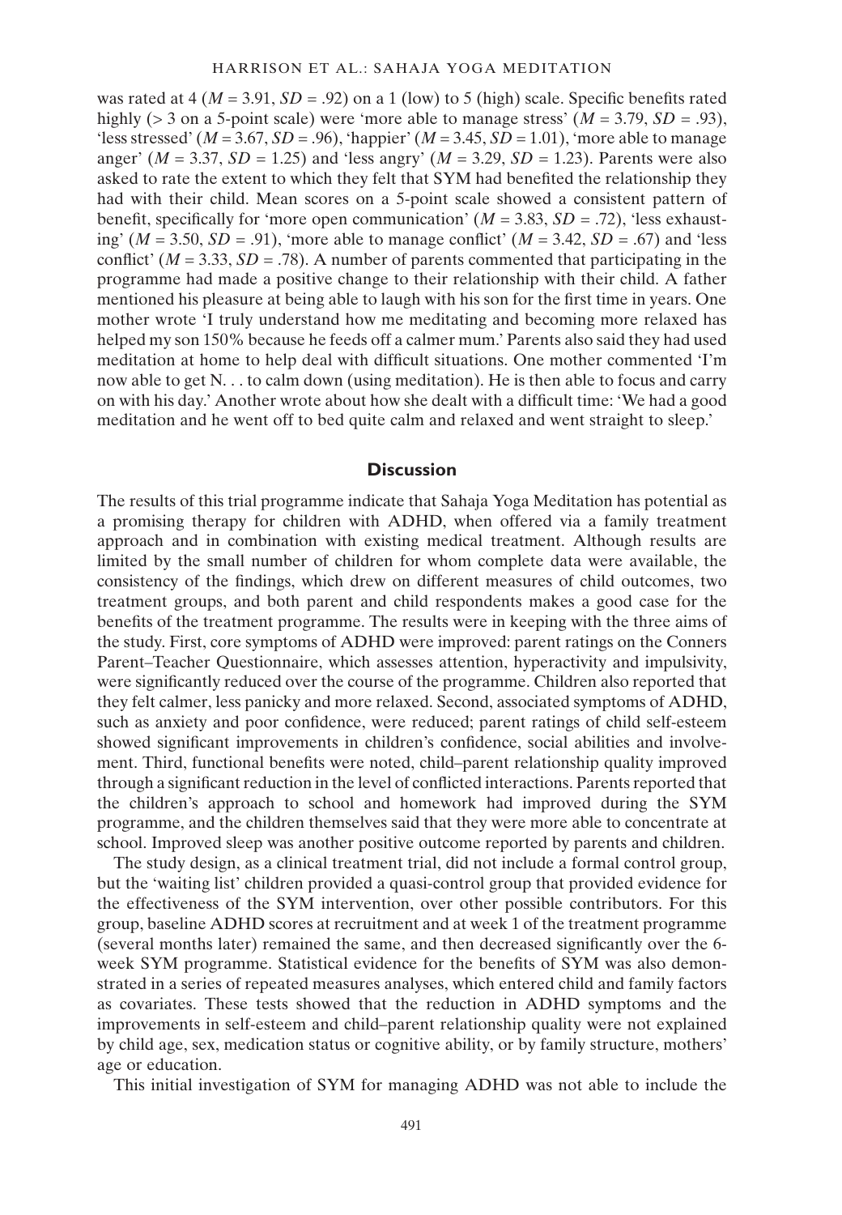was rated at 4 ($M = 3.91$, $SD = .92$) on a 1 (low) to 5 (high) scale. Specific benefits rated highly (> 3 on a 5-point scale) were 'more able to manage stress' ($M = 3.79$, $SD = .93$), 'less stressed' ($M = 3.67$, $SD = .96$), 'happier' ($M = 3.45$, $SD = 1.01$), 'more able to manage anger' ($M = 3.37$, $SD = 1.25$) and 'less angry' ($M = 3.29$, $SD = 1.23$). Parents were also asked to rate the extent to which they felt that SYM had benefited the relationship they had with their child. Mean scores on a 5-point scale showed a consistent pattern of benefit, specifically for 'more open communication' ($M = 3.83$, $SD = .72$), 'less exhausting' ($M = 3.50$, $SD = .91$), 'more able to manage conflict' ($M = 3.42$, $SD = .67$) and 'less conflict' ($M = 3.33$, $SD = .78$). A number of parents commented that participating in the programme had made a positive change to their relationship with their child. A father mentioned his pleasure at being able to laugh with his son for the first time in years. One mother wrote 'I truly understand how me meditating and becoming more relaxed has helped my son 150% because he feeds off a calmer mum.' Parents also said they had used meditation at home to help deal with difficult situations. One mother commented 'I'm now able to get N. . . to calm down (using meditation). He is then able to focus and carry on with his day.' Another wrote about how she dealt with a difficult time: 'We had a good meditation and he went off to bed quite calm and relaxed and went straight to sleep.'

## Discussion

The results of this trial programme indicate that Sahaja Yoga Meditation has potential as a promising therapy for children with ADHD, when offered via a family treatment approach and in combination with existing medical treatment. Although results are limited by the small number of children for whom complete data were available, the consistency of the findings, which drew on different measures of child outcomes, two treatment groups, and both parent and child respondents makes a good case for the benefits of the treatment programme. The results were in keeping with the three aims of the study. First, core symptoms of ADHD were improved: parent ratings on the Conners Parent–Teacher Questionnaire, which assesses attention, hyperactivity and impulsivity, were significantly reduced over the course of the programme. Children also reported that they felt calmer, less panicky and more relaxed. Second, associated symptoms of ADHD, such as anxiety and poor confidence, were reduced; parent ratings of child self-esteem showed significant improvements in children's confidence, social abilities and involvement. Third, functional benefits were noted, child–parent relationship quality improved through a significant reduction in the level of conflicted interactions. Parents reported that the children's approach to school and homework had improved during the SYM programme, and the children themselves said that they were more able to concentrate at school. Improved sleep was another positive outcome reported by parents and children.

The study design, as a clinical treatment trial, did not include a formal control group, but the 'waiting list' children provided a quasi-control group that provided evidence for the effectiveness of the SYM intervention, over other possible contributors. For this group, baseline ADHD scores at recruitment and at week 1 of the treatment programme (several months later) remained the same, and then decreased significantly over the 6-week SYM programme. Statistical evidence for the benefits of SYM was also demonstrated in a series of repeated measures analyses, which entered child and family factors as covariates. These tests showed that the reduction in ADHD symptoms and the improvements in self-esteem and child–parent relationship quality were not explained by child age, sex, medication status or cognitive ability, or by family structure, mothers' age or education.

This initial investigation of SYM for managing ADHD was not able to include the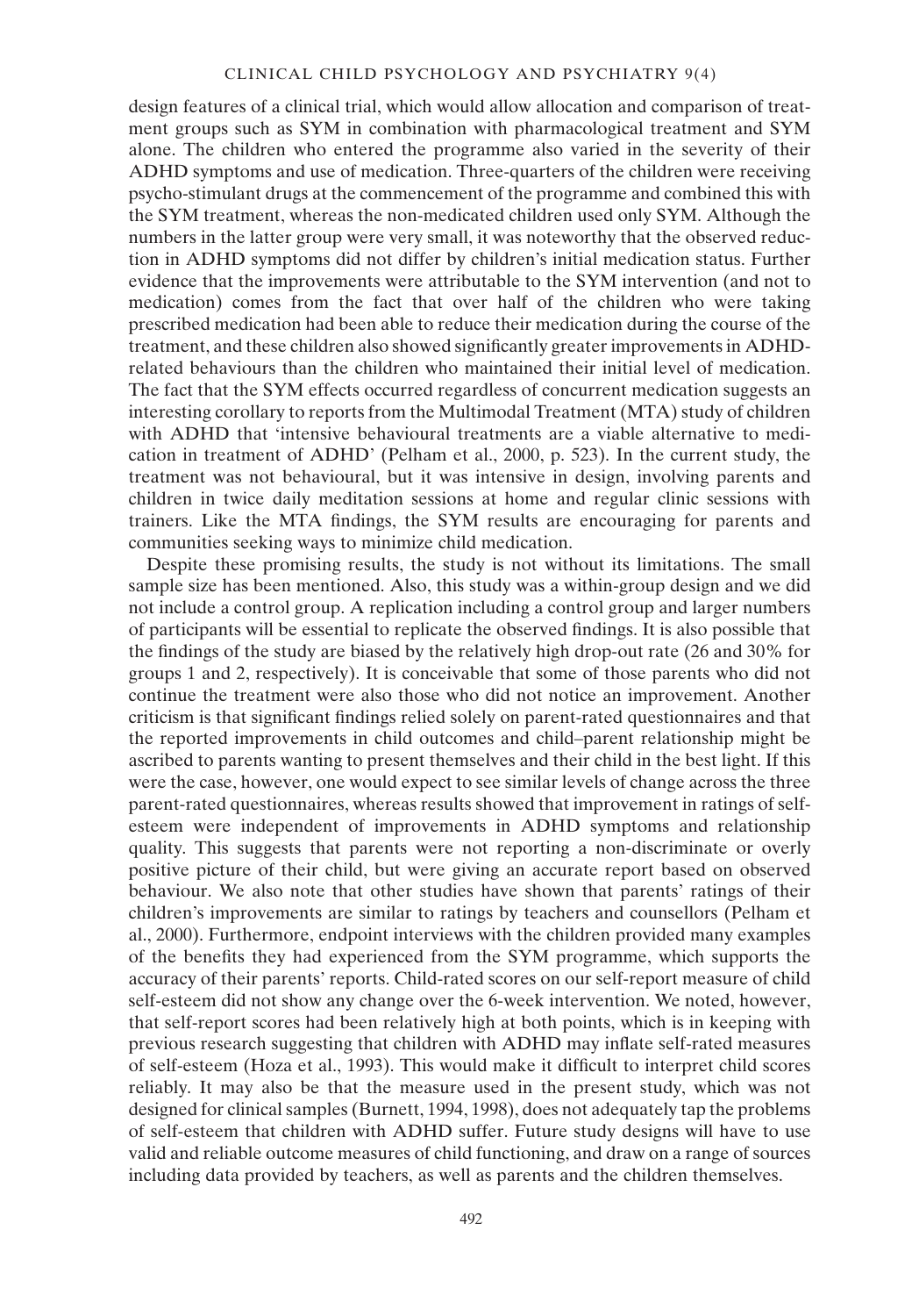design features of a clinical trial, which would allow allocation and comparison of treatment groups such as SYM in combination with pharmacological treatment and SYM alone. The children who entered the programme also varied in the severity of their ADHD symptoms and use of medication. Three-quarters of the children were receiving psycho-stimulant drugs at the commencement of the programme and combined this with the SYM treatment, whereas the non-medicated children used only SYM. Although the numbers in the latter group were very small, it was noteworthy that the observed reduction in ADHD symptoms did not differ by children's initial medication status. Further evidence that the improvements were attributable to the SYM intervention (and not to medication) comes from the fact that over half of the children who were taking prescribed medication had been able to reduce their medication during the course of the treatment, and these children also showed significantly greater improvements in ADHD-related behaviours than the children who maintained their initial level of medication. The fact that the SYM effects occurred regardless of concurrent medication suggests an interesting corollary to reports from the Multimodal Treatment (MTA) study of children with ADHD that 'intensive behavioural treatments are a viable alternative to medication in treatment of ADHD' (Pelham et al., 2000, p. 523). In the current study, the treatment was not behavioural, but it was intensive in design, involving parents and children in twice daily meditation sessions at home and regular clinic sessions with trainers. Like the MTA findings, the SYM results are encouraging for parents and communities seeking ways to minimize child medication.

Despite these promising results, the study is not without its limitations. The small sample size has been mentioned. Also, this study was a within-group design and we did not include a control group. A replication including a control group and larger numbers of participants will be essential to replicate the observed findings. It is also possible that the findings of the study are biased by the relatively high drop-out rate (26 and 30% for groups 1 and 2, respectively). It is conceivable that some of those parents who did not continue the treatment were also those who did not notice an improvement. Another criticism is that significant findings relied solely on parent-rated questionnaires and that the reported improvements in child outcomes and child–parent relationship might be ascribed to parents wanting to present themselves and their child in the best light. If this were the case, however, one would expect to see similar levels of change across the three parent-rated questionnaires, whereas results showed that improvement in ratings of self-esteem were independent of improvements in ADHD symptoms and relationship quality. This suggests that parents were not reporting a non-discriminate or overly positive picture of their child, but were giving an accurate report based on observed behaviour. We also note that other studies have shown that parents' ratings of their children's improvements are similar to ratings by teachers and counsellors (Pelham et al., 2000). Furthermore, endpoint interviews with the children provided many examples of the benefits they had experienced from the SYM programme, which supports the accuracy of their parents' reports. Child-rated scores on our self-report measure of child self-esteem did not show any change over the 6-week intervention. We noted, however, that self-report scores had been relatively high at both points, which is in keeping with previous research suggesting that children with ADHD may inflate self-rated measures of self-esteem (Hoza et al., 1993). This would make it difficult to interpret child scores reliably. It may also be that the measure used in the present study, which was not designed for clinical samples (Burnett, 1994, 1998), does not adequately tap the problems of self-esteem that children with ADHD suffer. Future study designs will have to use valid and reliable outcome measures of child functioning, and draw on a range of sources including data provided by teachers, as well as parents and the children themselves.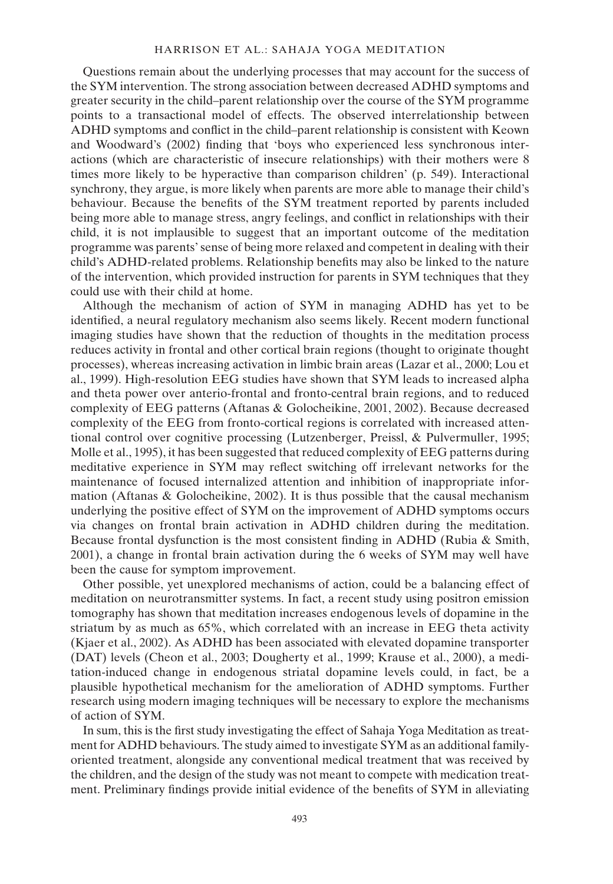Questions remain about the underlying processes that may account for the success of the SYM intervention. The strong association between decreased ADHD symptoms and greater security in the child–parent relationship over the course of the SYM programme points to a transactional model of effects. The observed interrelationship between ADHD symptoms and conflict in the child–parent relationship is consistent with Keown and Woodward's (2002) finding that 'boys who experienced less synchronous interactions (which are characteristic of insecure relationships) with their mothers were 8 times more likely to be hyperactive than comparison children' (p. 549). Interactional synchrony, they argue, is more likely when parents are more able to manage their child's behaviour. Because the benefits of the SYM treatment reported by parents included being more able to manage stress, angry feelings, and conflict in relationships with their child, it is not implausible to suggest that an important outcome of the meditation programme was parents' sense of being more relaxed and competent in dealing with their child's ADHD-related problems. Relationship benefits may also be linked to the nature of the intervention, which provided instruction for parents in SYM techniques that they could use with their child at home.

Although the mechanism of action of SYM in managing ADHD has yet to be identified, a neural regulatory mechanism also seems likely. Recent modern functional imaging studies have shown that the reduction of thoughts in the meditation process reduces activity in frontal and other cortical brain regions (thought to originate thought processes), whereas increasing activation in limbic brain areas (Lazar et al., 2000; Lou et al., 1999). High-resolution EEG studies have shown that SYM leads to increased alpha and theta power over anterio-frontal and fronto-central brain regions, and to reduced complexity of EEG patterns (Aftanas & Golocheikine, 2001, 2002). Because decreased complexity of the EEG from fronto-cortical regions is correlated with increased attentional control over cognitive processing (Lutzenberger, Preissl, & Pulvermuller, 1995; Molle et al., 1995), it has been suggested that reduced complexity of EEG patterns during meditative experience in SYM may reflect switching off irrelevant networks for the maintenance of focused internalized attention and inhibition of inappropriate information (Aftanas & Golocheikine, 2002). It is thus possible that the causal mechanism underlying the positive effect of SYM on the improvement of ADHD symptoms occurs via changes on frontal brain activation in ADHD children during the meditation. Because frontal dysfunction is the most consistent finding in ADHD (Rubia & Smith, 2001), a change in frontal brain activation during the 6 weeks of SYM may well have been the cause for symptom improvement.

Other possible, yet unexplored mechanisms of action, could be a balancing effect of meditation on neurotransmitter systems. In fact, a recent study using positron emission tomography has shown that meditation increases endogenous levels of dopamine in the striatum by as much as 65%, which correlated with an increase in EEG theta activity (Kjaer et al., 2002). As ADHD has been associated with elevated dopamine transporter (DAT) levels (Cheon et al., 2003; Dougherty et al., 1999; Krause et al., 2000), a meditation-induced change in endogenous striatal dopamine levels could, in fact, be a plausible hypothetical mechanism for the amelioration of ADHD symptoms. Further research using modern imaging techniques will be necessary to explore the mechanisms of action of SYM.

In sum, this is the first study investigating the effect of Sahaja Yoga Meditation as treatment for ADHD behaviours. The study aimed to investigate SYM as an additional family-oriented treatment, alongside any conventional medical treatment that was received by the children, and the design of the study was not meant to compete with medication treatment. Preliminary findings provide initial evidence of the benefits of SYM in alleviating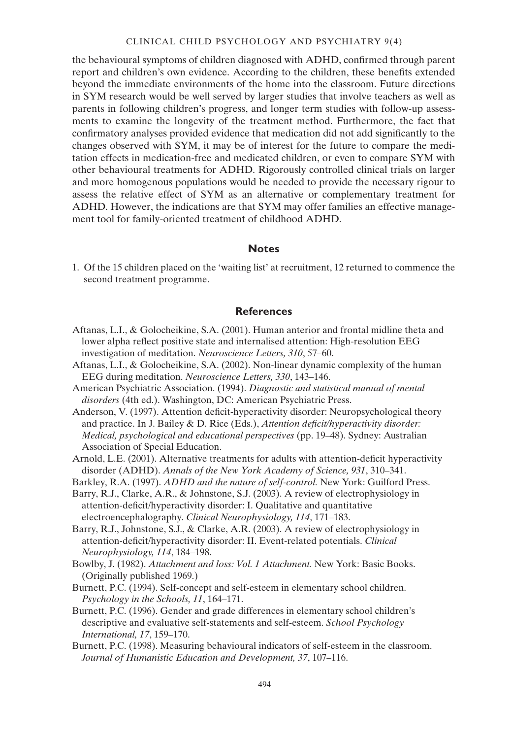the behavioural symptoms of children diagnosed with ADHD, confirmed through parent report and children's own evidence. According to the children, these benefits extended beyond the immediate environments of the home into the classroom. Future directions in SYM research would be well served by larger studies that involve teachers as well as parents in following children's progress, and longer term studies with follow-up assessments to examine the longevity of the treatment method. Furthermore, the fact that confirmatory analyses provided evidence that medication did not add significantly to the changes observed with SYM, it may be of interest for the future to compare the meditation effects in medication-free and medicated children, or even to compare SYM with other behavioural treatments for ADHD. Rigorously controlled clinical trials on larger and more homogenous populations would be needed to provide the necessary rigour to assess the relative effect of SYM as an alternative or complementary treatment for ADHD. However, the indications are that SYM may offer families an effective management tool for family-oriented treatment of childhood ADHD.

## Notes

1. Of the 15 children placed on the 'waiting list' at recruitment, 12 returned to commence the second treatment programme.

## References

Aftanas, L.I., & Golocheikine, S.A. (2001). Human anterior and frontal midline theta and lower alpha reflect positive state and internalised attention: High-resolution EEG investigation of meditation. *Neuroscience Letters, 310*, 57–60.

Aftanas, L.I., & Golocheikine, S.A. (2002). Non-linear dynamic complexity of the human EEG during meditation. *Neuroscience Letters, 330*, 143–146.

American Psychiatric Association. (1994). *Diagnostic and statistical manual of mental disorders* (4th ed.). Washington, DC: American Psychiatric Press.

Anderson, V. (1997). Attention deficit-hyperactivity disorder: Neuropsychological theory and practice. In J. Bailey & D. Rice (Eds.), *Attention deficit/hyperactivity disorder: Medical, psychological and educational perspectives* (pp. 19–48). Sydney: Australian Association of Special Education.

Arnold, L.E. (2001). Alternative treatments for adults with attention-deficit hyperactivity disorder (ADHD). *Annals of the New York Academy of Science, 931*, 310–341.

Barkley, R.A. (1997). *ADHD and the nature of self-control.* New York: Guilford Press.

Barry, R.J., Clarke, A.R., & Johnstone, S.J. (2003). A review of electrophysiology in attention-deficit/hyperactivity disorder: I. Qualitative and quantitative electroencephalography. *Clinical Neurophysiology, 114*, 171–183.

Barry, R.J., Johnstone, S.J., & Clarke, A.R. (2003). A review of electrophysiology in attention-deficit/hyperactivity disorder: II. Event-related potentials. *Clinical Neurophysiology, 114*, 184–198.

Bowlby, J. (1982). *Attachment and loss: Vol. 1 Attachment.* New York: Basic Books. (Originally published 1969.)

Burnett, P.C. (1994). Self-concept and self-esteem in elementary school children. *Psychology in the Schools, 11*, 164–171.

Burnett, P.C. (1996). Gender and grade differences in elementary school children's descriptive and evaluative self-statements and self-esteem. *School Psychology International, 17*, 159–170.

Burnett, P.C. (1998). Measuring behavioural indicators of self-esteem in the classroom. *Journal of Humanistic Education and Development, 37*, 107–116.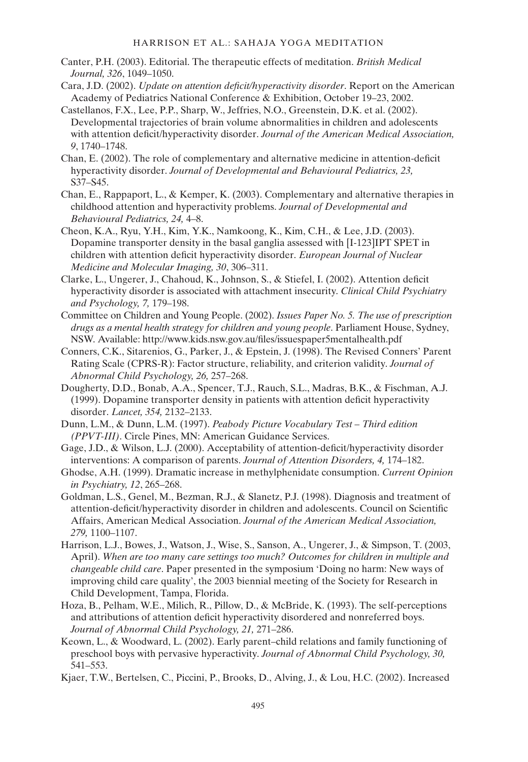Canter, P.H. (2003). Editorial. The therapeutic effects of meditation. *British Medical Journal, 326*, 1049–1050.

Cara, J.D. (2002). *Update on attention deficit/hyperactivity disorder*. Report on the American Academy of Pediatrics National Conference & Exhibition, October 19–23, 2002.

Castellanos, F.X., Lee, P.P., Sharp, W., Jeffries, N.O., Greenstein, D.K. et al. (2002). Developmental trajectories of brain volume abnormalities in children and adolescents with attention deficit/hyperactivity disorder. *Journal of the American Medical Association, 9*, 1740–1748.

Chan, E. (2002). The role of complementary and alternative medicine in attention-deficit hyperactivity disorder. *Journal of Developmental and Behavioural Pediatrics, 23,* S37–S45.

Chan, E., Rappaport, L., & Kemper, K. (2003). Complementary and alternative therapies in childhood attention and hyperactivity problems. *Journal of Developmental and Behavioural Pediatrics, 24,* 4–8.

Cheon, K.A., Ryu, Y.H., Kim, Y.K., Namkoong, K., Kim, C.H., & Lee, J.D. (2003). Dopamine transporter density in the basal ganglia assessed with [I-123]IPT SPET in children with attention deficit hyperactivity disorder. *European Journal of Nuclear Medicine and Molecular Imaging, 30*, 306–311.

Clarke, L., Ungerer, J., Chahoud, K., Johnson, S., & Stiefel, I. (2002). Attention deficit hyperactivity disorder is associated with attachment insecurity. *Clinical Child Psychiatry and Psychology, 7,* 179–198.

Committee on Children and Young People. (2002). *Issues Paper No. 5. The use of prescription drugs as a mental health strategy for children and young people*. Parliament House, Sydney, NSW. Available: http://www.kids.nsw.gov.au/files/issuespaper5mentalhealth.pdf

Conners, C.K., Sitarenios, G., Parker, J., & Epstein, J. (1998). The Revised Conners' Parent Rating Scale (CPRS-R): Factor structure, reliability, and criterion validity. *Journal of Abnormal Child Psychology, 26,* 257–268.

Dougherty, D.D., Bonab, A.A., Spencer, T.J., Rauch, S.L., Madras, B.K., & Fischman, A.J. (1999). Dopamine transporter density in patients with attention deficit hyperactivity disorder. *Lancet, 354,* 2132–2133.

Dunn, L.M., & Dunn, L.M. (1997). *Peabody Picture Vocabulary Test – Third edition (PPVT-III)*. Circle Pines, MN: American Guidance Services.

Gage, J.D., & Wilson, L.J. (2000). Acceptability of attention-deficit/hyperactivity disorder interventions: A comparison of parents. *Journal of Attention Disorders, 4,* 174–182.

Ghodse, A.H. (1999). Dramatic increase in methylphenidate consumption. *Current Opinion in Psychiatry, 12*, 265–268.

Goldman, L.S., Genel, M., Bezman, R.J., & Slanetz, P.J. (1998). Diagnosis and treatment of attention-deficit/hyperactivity disorder in children and adolescents. Council on Scientific Affairs, American Medical Association. *Journal of the American Medical Association, 279,* 1100–1107.

Harrison, L.J., Bowes, J., Watson, J., Wise, S., Sanson, A., Ungerer, J., & Simpson, T. (2003, April). *When are too many care settings too much? Outcomes for children in multiple and changeable child care*. Paper presented in the symposium 'Doing no harm: New ways of improving child care quality', the 2003 biennial meeting of the Society for Research in Child Development, Tampa, Florida.

Hoza, B., Pelham, W.E., Milich, R., Pillow, D., & McBride, K. (1993). The self-perceptions and attributions of attention deficit hyperactivity disordered and nonreferred boys. *Journal of Abnormal Child Psychology, 21,* 271–286.

Keown, L., & Woodward, L. (2002). Early parent–child relations and family functioning of preschool boys with pervasive hyperactivity. *Journal of Abnormal Child Psychology, 30,* 541–553.

Kjaer, T.W., Bertelsen, C., Piccini, P., Brooks, D., Alving, J., & Lou, H.C. (2002). Increased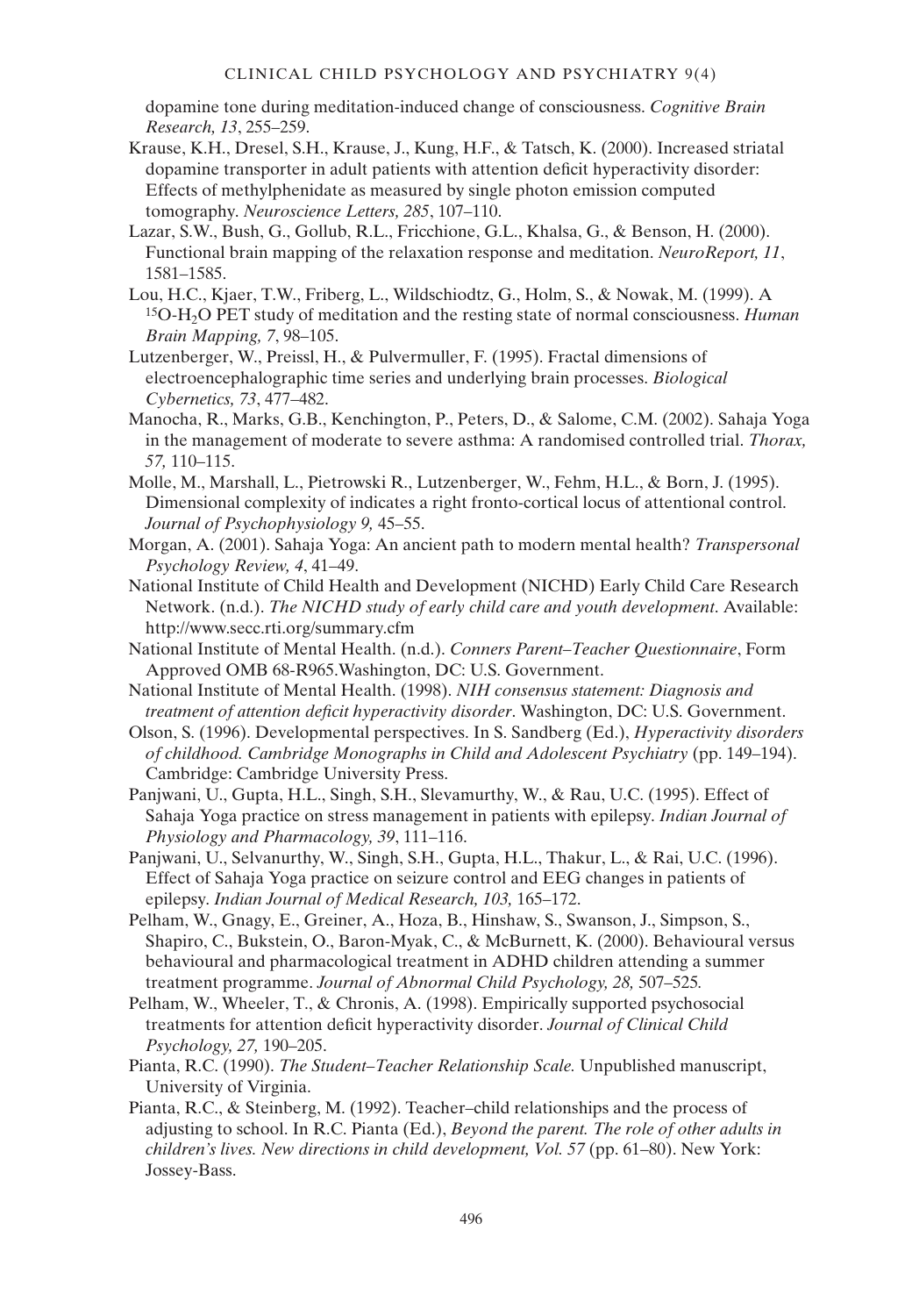dopamine tone during meditation-induced change of consciousness. *Cognitive Brain Research, 13*, 255–259.

Krause, K.H., Dresel, S.H., Krause, J., Kung, H.F., & Tatsch, K. (2000). Increased striatal dopamine transporter in adult patients with attention deficit hyperactivity disorder: Effects of methylphenidate as measured by single photon emission computed tomography. *Neuroscience Letters, 285*, 107–110.

Lazar, S.W., Bush, G., Gollub, R.L., Fricchione, G.L., Khalsa, G., & Benson, H. (2000). Functional brain mapping of the relaxation response and meditation. *NeuroReport, 11*, 1581–1585.

Lou, H.C., Kjaer, T.W., Friberg, L., Wildschiodtz, G., Holm, S., & Nowak, M. (1999). A $^{15}O$-$H_2O$ PET study of meditation and the resting state of normal consciousness. *Human Brain Mapping, 7*, 98–105.

Lutzenberger, W., Preissl, H., & Pulvermuller, F. (1995). Fractal dimensions of electroencephalographic time series and underlying brain processes. *Biological Cybernetics, 73*, 477–482.

Manocha, R., Marks, G.B., Kenchington, P., Peters, D., & Salome, C.M. (2002). Sahaja Yoga in the management of moderate to severe asthma: A randomised controlled trial. *Thorax, 57,* 110–115.

Molle, M., Marshall, L., Pietrowski R., Lutzenberger, W., Fehm, H.L., & Born, J. (1995). Dimensional complexity of indicates a right fronto-cortical locus of attentional control. *Journal of Psychophysiology 9,* 45–55.

Morgan, A. (2001). Sahaja Yoga: An ancient path to modern mental health? *Transpersonal Psychology Review, 4*, 41–49.

National Institute of Child Health and Development (NICHD) Early Child Care Research Network. (n.d.). *The NICHD study of early child care and youth development*. Available: http://www.secc.rti.org/summary.cfm

National Institute of Mental Health. (n.d.). *Conners Parent–Teacher Questionnaire*, Form Approved OMB 68-R965.Washington, DC: U.S. Government.

National Institute of Mental Health. (1998). *NIH consensus statement: Diagnosis and treatment of attention deficit hyperactivity disorder*. Washington, DC: U.S. Government.

Olson, S. (1996). Developmental perspectives. In S. Sandberg (Ed.), *Hyperactivity disorders of childhood. Cambridge Monographs in Child and Adolescent Psychiatry* (pp. 149–194). Cambridge: Cambridge University Press.

Panjwani, U., Gupta, H.L., Singh, S.H., Slevamurthy, W., & Rau, U.C. (1995). Effect of Sahaja Yoga practice on stress management in patients with epilepsy. *Indian Journal of Physiology and Pharmacology, 39*, 111–116.

Panjwani, U., Selvanurthy, W., Singh, S.H., Gupta, H.L., Thakur, L., & Rai, U.C. (1996). Effect of Sahaja Yoga practice on seizure control and EEG changes in patients of epilepsy. *Indian Journal of Medical Research, 103,* 165–172.

Pelham, W., Gnagy, E., Greiner, A., Hoza, B., Hinshaw, S., Swanson, J., Simpson, S., Shapiro, C., Bukstein, O., Baron-Myak, C., & McBurnett, K. (2000). Behavioural versus behavioural and pharmacological treatment in ADHD children attending a summer treatment programme. *Journal of Abnormal Child Psychology, 28,* 507–525*.*

Pelham, W., Wheeler, T., & Chronis, A. (1998). Empirically supported psychosocial treatments for attention deficit hyperactivity disorder. *Journal of Clinical Child Psychology, 27,* 190–205.

Pianta, R.C. (1990). *The Student–Teacher Relationship Scale.* Unpublished manuscript, University of Virginia.

Pianta, R.C., & Steinberg, M. (1992). Teacher–child relationships and the process of adjusting to school. In R.C. Pianta (Ed.), *Beyond the parent. The role of other adults in children's lives. New directions in child development, Vol. 57* (pp. 61–80). New York: Jossey-Bass.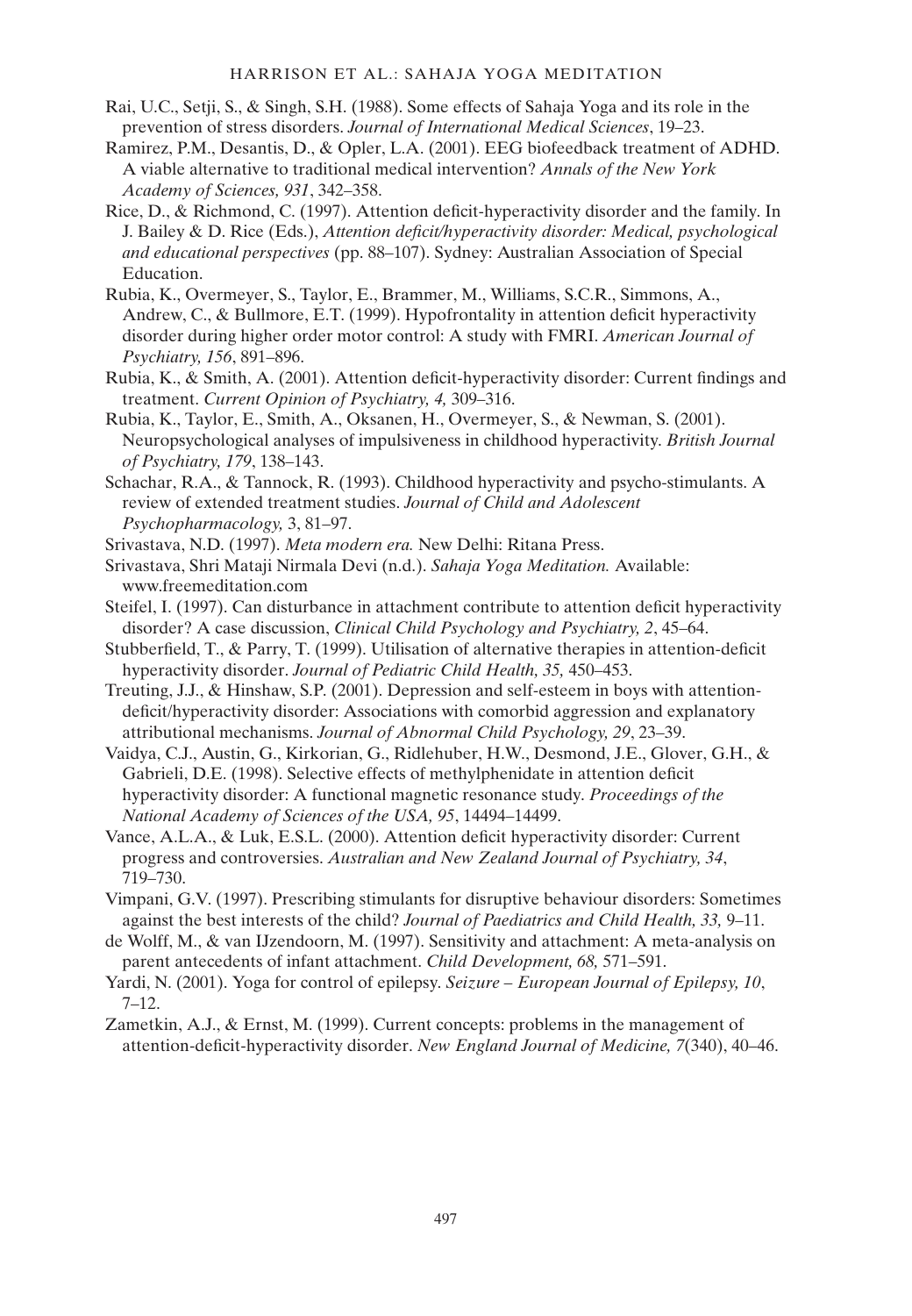Rai, U.C., Setji, S., & Singh, S.H. (1988). Some effects of Sahaja Yoga and its role in the prevention of stress disorders. *Journal of International Medical Sciences*, 19–23.

Ramirez, P.M., Desantis, D., & Opler, L.A. (2001). EEG biofeedback treatment of ADHD. A viable alternative to traditional medical intervention? *Annals of the New York Academy of Sciences, 931*, 342–358.

Rice, D., & Richmond, C. (1997). Attention deficit-hyperactivity disorder and the family. In J. Bailey & D. Rice (Eds.), *Attention deficit/hyperactivity disorder: Medical, psychological and educational perspectives* (pp. 88–107). Sydney: Australian Association of Special Education.

Rubia, K., Overmeyer, S., Taylor, E., Brammer, M., Williams, S.C.R., Simmons, A., Andrew, C., & Bullmore, E.T. (1999). Hypofrontality in attention deficit hyperactivity disorder during higher order motor control: A study with FMRI. *American Journal of Psychiatry, 156*, 891–896.

Rubia, K., & Smith, A. (2001). Attention deficit-hyperactivity disorder: Current findings and treatment. *Current Opinion of Psychiatry, 4,* 309–316.

Rubia, K., Taylor, E., Smith, A., Oksanen, H., Overmeyer, S., & Newman, S. (2001). Neuropsychological analyses of impulsiveness in childhood hyperactivity. *British Journal of Psychiatry, 179*, 138–143.

Schachar, R.A., & Tannock, R. (1993). Childhood hyperactivity and psycho-stimulants. A review of extended treatment studies. *Journal of Child and Adolescent Psychopharmacology,* 3, 81–97.

Srivastava, N.D. (1997). *Meta modern era.* New Delhi: Ritana Press.

Srivastava, Shri Mataji Nirmala Devi (n.d.). *Sahaja Yoga Meditation.* Available: www.freemeditation.com

Steifel, I. (1997). Can disturbance in attachment contribute to attention deficit hyperactivity disorder? A case discussion, *Clinical Child Psychology and Psychiatry, 2*, 45–64.

Stubberfield, T., & Parry, T. (1999). Utilisation of alternative therapies in attention-deficit hyperactivity disorder. *Journal of Pediatric Child Health, 35,* 450–453.

Treuting, J.J., & Hinshaw, S.P. (2001). Depression and self-esteem in boys with attention-deficit/hyperactivity disorder: Associations with comorbid aggression and explanatory attributional mechanisms. *Journal of Abnormal Child Psychology, 29*, 23–39.

Vaidya, C.J., Austin, G., Kirkorian, G., Ridlehuber, H.W., Desmond, J.E., Glover, G.H., & Gabrieli, D.E. (1998). Selective effects of methylphenidate in attention deficit hyperactivity disorder: A functional magnetic resonance study. *Proceedings of the National Academy of Sciences of the USA, 95*, 14494–14499.

Vance, A.L.A., & Luk, E.S.L. (2000). Attention deficit hyperactivity disorder: Current progress and controversies. *Australian and New Zealand Journal of Psychiatry, 34*, 719–730.

Vimpani, G.V. (1997). Prescribing stimulants for disruptive behaviour disorders: Sometimes against the best interests of the child? *Journal of Paediatrics and Child Health, 33,* 9–11.

de Wolff, M., & van IJzendoorn, M. (1997). Sensitivity and attachment: A meta-analysis on parent antecedents of infant attachment. *Child Development, 68,* 571–591.

Yardi, N. (2001). Yoga for control of epilepsy. *Seizure – European Journal of Epilepsy, 10*, 7–12.

Zametkin, A.J., & Ernst, M. (1999). Current concepts: problems in the management of attention-deficit-hyperactivity disorder. *New England Journal of Medicine, 7*(340), 40–46.